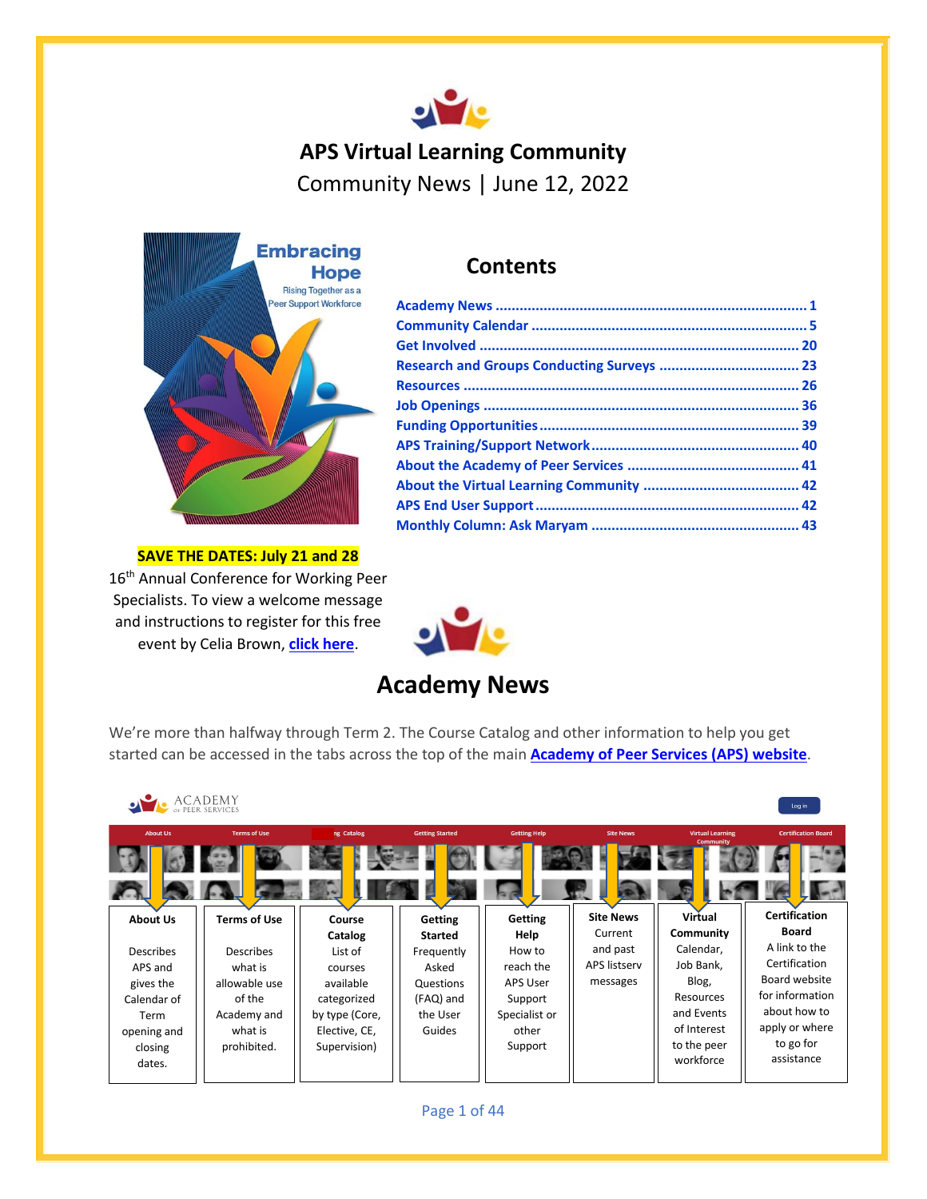# APS Virtual Learning Community

Community News | June 12, 2022

## Contents

- Academy News ... 1
- Community Calendar ... 5
- Get Involved ... 20
- Research and Groups Conducting Surveys ... 23
- Resources ... 26
- Job Openings ... 36
- Funding Opportunities ... 39
- APS Training/Support Network ... 40
- About the Academy of Peer Services ... 41
- About the Virtual Learning Community ... 42
- APS End User Support ... 42
- Monthly Column: Ask Maryam ... 43

**SAVE THE DATES: July 21 and 28**

16th Annual Conference for Working Peer Specialists. To view a welcome message and instructions to register for this free event by Celia Brown, **click here**.

# Academy News

We're more than halfway through Term 2. The Course Catalog and other information to help you get started can be accessed in the tabs across the top of the main **Academy of Peer Services (APS) website**.

| About Us | Terms of Use | Course Catalog | Getting Started | Getting Help | Site News | Virtual Community | Certification Board |
|---|---|---|---|---|---|---|---|
| Describes APS and gives the Calendar of Term opening and closing dates. | Describes what is allowable use of the Academy and what is prohibited. | List of courses available categorized by type (Core, Elective, CE, Supervision) | Frequently Asked Questions (FAQ) and the User Guides | How to reach the APS User Support Specialist or other Support | Current and past APS listserv messages | Calendar, Job Bank, Blog, Resources and Events of Interest to the peer workforce | A link to the Certification Board website for information about how to apply or where to go for assistance |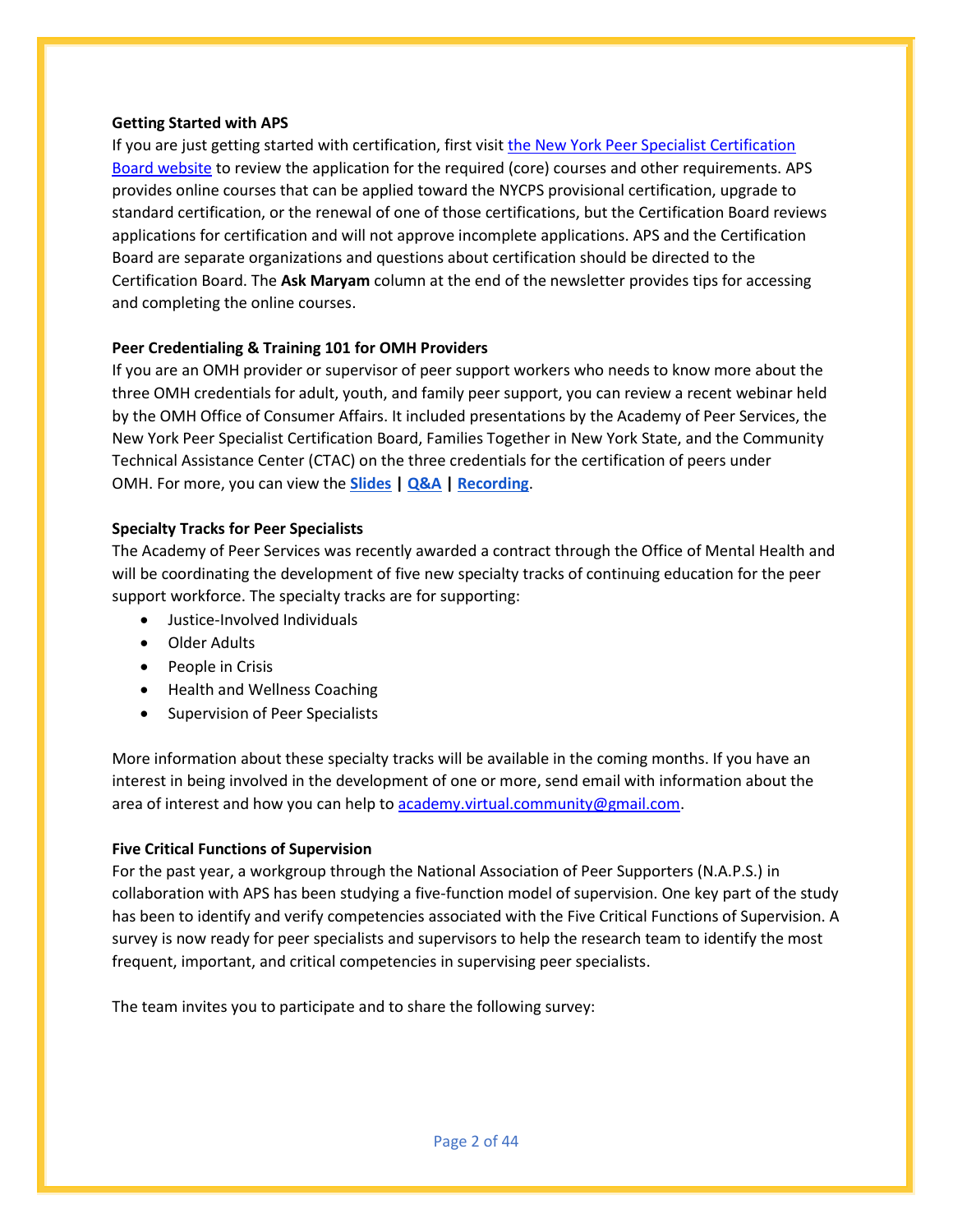**Getting Started with APS**

If you are just getting started with certification, first visit the New York Peer Specialist Certification Board website to review the application for the required (core) courses and other requirements. APS provides online courses that can be applied toward the NYCPS provisional certification, upgrade to standard certification, or the renewal of one of those certifications, but the Certification Board reviews applications for certification and will not approve incomplete applications. APS and the Certification Board are separate organizations and questions about certification should be directed to the Certification Board. The **Ask Maryam** column at the end of the newsletter provides tips for accessing and completing the online courses.

**Peer Credentialing & Training 101 for OMH Providers**

If you are an OMH provider or supervisor of peer support workers who needs to know more about the three OMH credentials for adult, youth, and family peer support, you can review a recent webinar held by the OMH Office of Consumer Affairs. It included presentations by the Academy of Peer Services, the New York Peer Specialist Certification Board, Families Together in New York State, and the Community Technical Assistance Center (CTAC) on the three credentials for the certification of peers under OMH. For more, you can view the **Slides** | **Q&A** | **Recording**.

**Specialty Tracks for Peer Specialists**

The Academy of Peer Services was recently awarded a contract through the Office of Mental Health and will be coordinating the development of five new specialty tracks of continuing education for the peer support workforce. The specialty tracks are for supporting:

- Justice-Involved Individuals
- Older Adults
- People in Crisis
- Health and Wellness Coaching
- Supervision of Peer Specialists

More information about these specialty tracks will be available in the coming months. If you have an interest in being involved in the development of one or more, send email with information about the area of interest and how you can help to academy.virtual.community@gmail.com.

**Five Critical Functions of Supervision**

For the past year, a workgroup through the National Association of Peer Supporters (N.A.P.S.) in collaboration with APS has been studying a five-function model of supervision. One key part of the study has been to identify and verify competencies associated with the Five Critical Functions of Supervision. A survey is now ready for peer specialists and supervisors to help the research team to identify the most frequent, important, and critical competencies in supervising peer specialists.

The team invites you to participate and to share the following survey: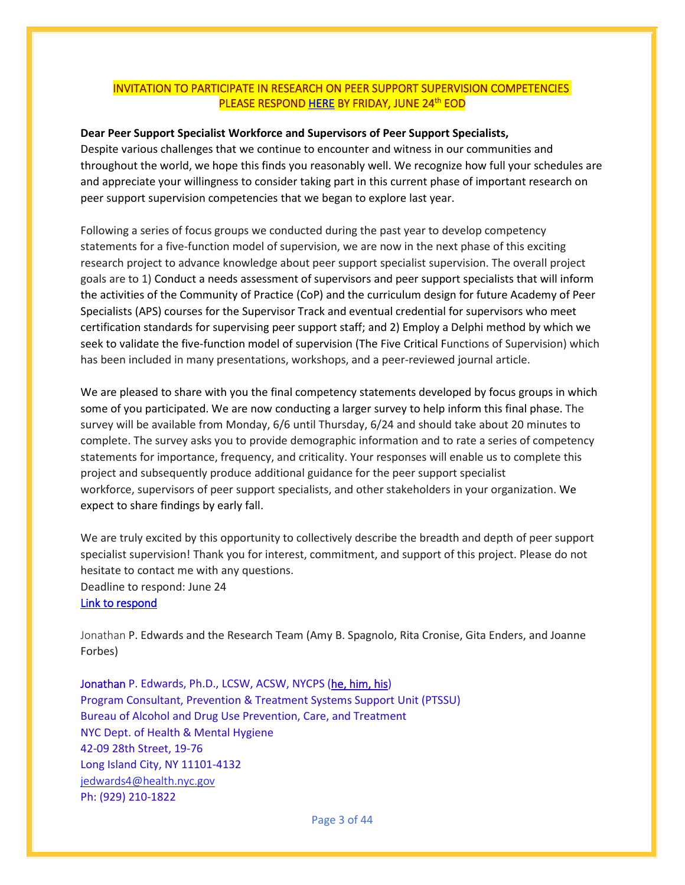INVITATION TO PARTICIPATE IN RESEARCH ON PEER SUPPORT SUPERVISION COMPETENCIES
PLEASE RESPOND HERE BY FRIDAY, JUNE 24th EOD

**Dear Peer Support Specialist Workforce and Supervisors of Peer Support Specialists,**
Despite various challenges that we continue to encounter and witness in our communities and throughout the world, we hope this finds you reasonably well. We recognize how full your schedules are and appreciate your willingness to consider taking part in this current phase of important research on peer support supervision competencies that we began to explore last year.

Following a series of focus groups we conducted during the past year to develop competency statements for a five-function model of supervision, we are now in the next phase of this exciting research project to advance knowledge about peer support specialist supervision. The overall project goals are to 1) Conduct a needs assessment of supervisors and peer support specialists that will inform the activities of the Community of Practice (CoP) and the curriculum design for future Academy of Peer Specialists (APS) courses for the Supervisor Track and eventual credential for supervisors who meet certification standards for supervising peer support staff; and 2) Employ a Delphi method by which we seek to validate the five-function model of supervision (The Five Critical Functions of Supervision) which has been included in many presentations, workshops, and a peer-reviewed journal article.

We are pleased to share with you the final competency statements developed by focus groups in which some of you participated. We are now conducting a larger survey to help inform this final phase. The survey will be available from Monday, 6/6 until Thursday, 6/24 and should take about 20 minutes to complete. The survey asks you to provide demographic information and to rate a series of competency statements for importance, frequency, and criticality. Your responses will enable us to complete this project and subsequently produce additional guidance for the peer support specialist workforce, supervisors of peer support specialists, and other stakeholders in your organization. We expect to share findings by early fall.

We are truly excited by this opportunity to collectively describe the breadth and depth of peer support specialist supervision! Thank you for interest, commitment, and support of this project. Please do not hesitate to contact me with any questions.
Deadline to respond: June 24
Link to respond

Jonathan P. Edwards and the Research Team (Amy B. Spagnolo, Rita Cronise, Gita Enders, and Joanne Forbes)

Jonathan P. Edwards, Ph.D., LCSW, ACSW, NYCPS (he, him, his)
Program Consultant, Prevention & Treatment Systems Support Unit (PTSSU)
Bureau of Alcohol and Drug Use Prevention, Care, and Treatment
NYC Dept. of Health & Mental Hygiene
42-09 28th Street, 19-76
Long Island City, NY 11101-4132
jedwards4@health.nyc.gov
Ph: (929) 210-1822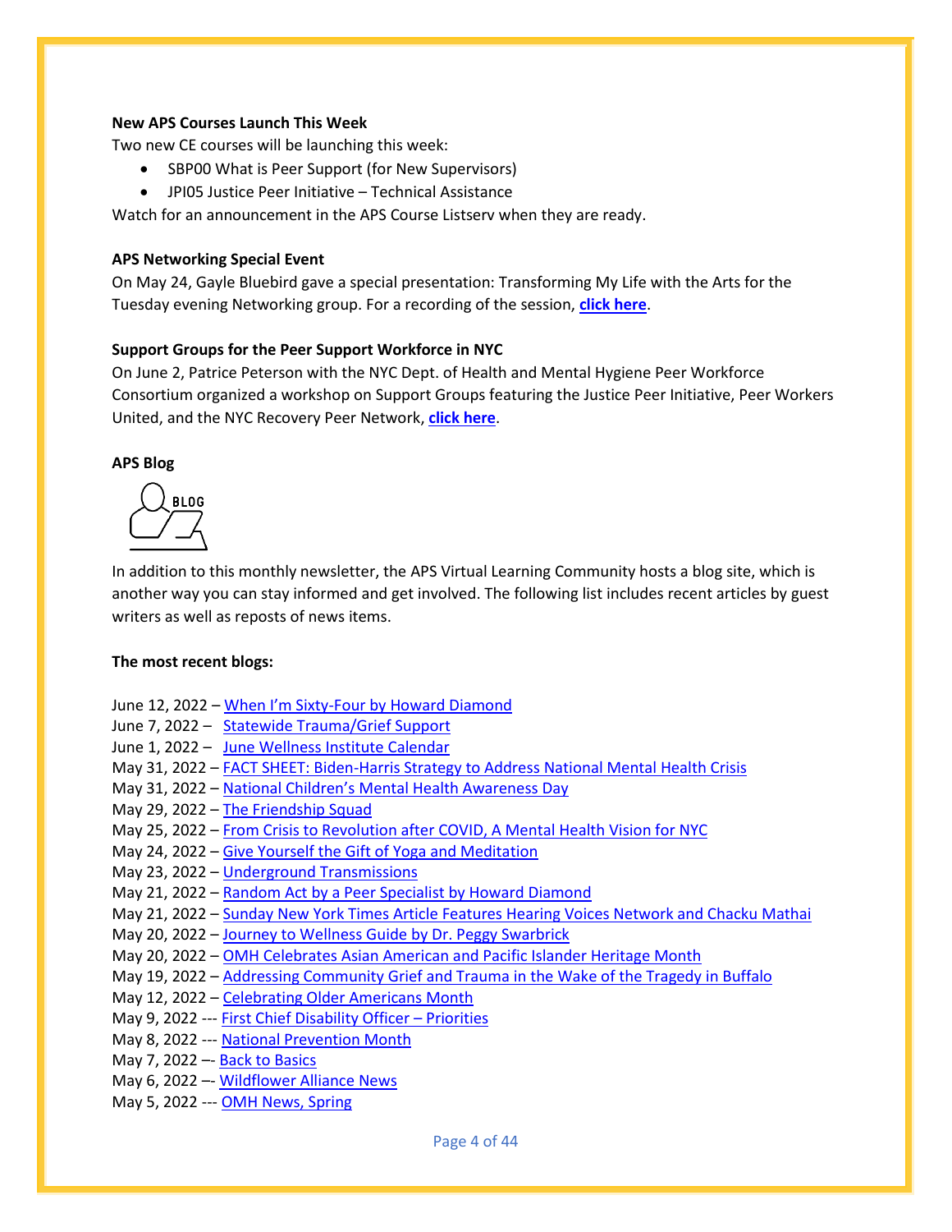**New APS Courses Launch This Week**

Two new CE courses will be launching this week:

- SBP00 What is Peer Support (for New Supervisors)
- JPI05 Justice Peer Initiative – Technical Assistance

Watch for an announcement in the APS Course Listserv when they are ready.

**APS Networking Special Event**

On May 24, Gayle Bluebird gave a special presentation: Transforming My Life with the Arts for the Tuesday evening Networking group. For a recording of the session, **click here**.

**Support Groups for the Peer Support Workforce in NYC**

On June 2, Patrice Peterson with the NYC Dept. of Health and Mental Hygiene Peer Workforce Consortium organized a workshop on Support Groups featuring the Justice Peer Initiative, Peer Workers United, and the NYC Recovery Peer Network, **click here**.

**APS Blog**

In addition to this monthly newsletter, the APS Virtual Learning Community hosts a blog site, which is another way you can stay informed and get involved. The following list includes recent articles by guest writers as well as reposts of news items.

**The most recent blogs:**

June 12, 2022 – When I'm Sixty-Four by Howard Diamond
June 7, 2022 – Statewide Trauma/Grief Support
June 1, 2022 – June Wellness Institute Calendar
May 31, 2022 – FACT SHEET: Biden-Harris Strategy to Address National Mental Health Crisis
May 31, 2022 – National Children's Mental Health Awareness Day
May 29, 2022 – The Friendship Squad
May 25, 2022 – From Crisis to Revolution after COVID, A Mental Health Vision for NYC
May 24, 2022 – Give Yourself the Gift of Yoga and Meditation
May 23, 2022 – Underground Transmissions
May 21, 2022 – Random Act by a Peer Specialist by Howard Diamond
May 21, 2022 – Sunday New York Times Article Features Hearing Voices Network and Chacku Mathai
May 20, 2022 – Journey to Wellness Guide by Dr. Peggy Swarbrick
May 20, 2022 – OMH Celebrates Asian American and Pacific Islander Heritage Month
May 19, 2022 – Addressing Community Grief and Trauma in the Wake of the Tragedy in Buffalo
May 12, 2022 – Celebrating Older Americans Month
May 9, 2022 --- First Chief Disability Officer – Priorities
May 8, 2022 --- National Prevention Month
May 7, 2022 –- Back to Basics
May 6, 2022 –- Wildflower Alliance News
May 5, 2022 --- OMH News, Spring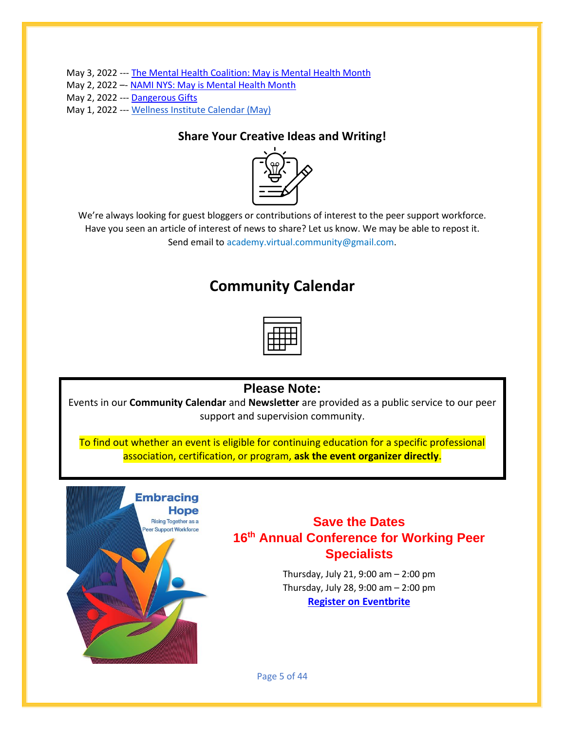May 3, 2022 --- The Mental Health Coalition: May is Mental Health Month
May 2, 2022 –- NAMI NYS: May is Mental Health Month
May 2, 2022 --- Dangerous Gifts
May 1, 2022 --- Wellness Institute Calendar (May)

### Share Your Creative Ideas and Writing!

We're always looking for guest bloggers or contributions of interest to the peer support workforce. Have you seen an article of interest of news to share? Let us know. We may be able to repost it. Send email to academy.virtual.community@gmail.com.

## Community Calendar

**Please Note:**

Events in our **Community Calendar** and **Newsletter** are provided as a public service to our peer support and supervision community.

To find out whether an event is eligible for continuing education for a specific professional association, certification, or program, **ask the event organizer directly**.

Embracing Hope
Rising Together as a Peer Support Workforce

**Save the Dates**
**16th Annual Conference for Working Peer Specialists**

Thursday, July 21, 9:00 am – 2:00 pm
Thursday, July 28, 9:00 am – 2:00 pm
**Register on Eventbrite**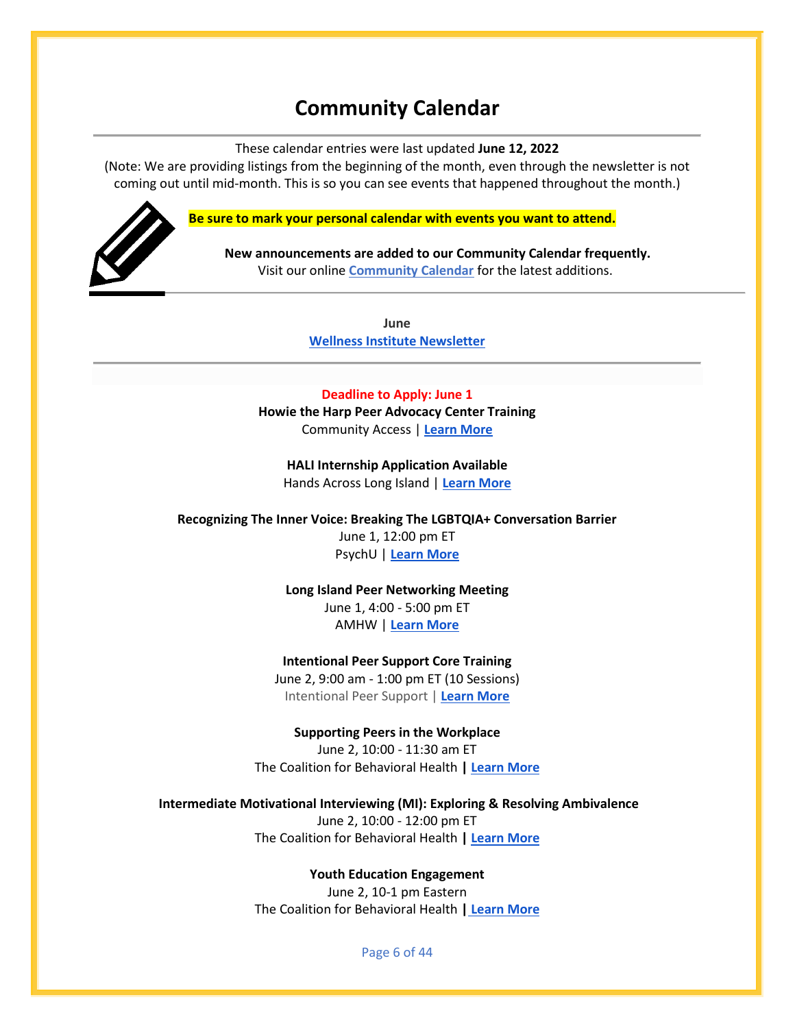# Community Calendar

These calendar entries were last updated **June 12, 2022**

(Note: We are providing listings from the beginning of the month, even through the newsletter is not coming out until mid-month. This is so you can see events that happened throughout the month.)

**Be sure to mark your personal calendar with events you want to attend.**

**New announcements are added to our Community Calendar frequently.**
Visit our online **Community Calendar** for the latest additions.

---

**June**

**Wellness Institute Newsletter**

---

**Deadline to Apply: June 1**
**Howie the Harp Peer Advocacy Center Training**
Community Access | **Learn More**

**HALI Internship Application Available**
Hands Across Long Island | **Learn More**

**Recognizing The Inner Voice: Breaking The LGBTQIA+ Conversation Barrier**
June 1, 12:00 pm ET
PsychU | **Learn More**

**Long Island Peer Networking Meeting**
June 1, 4:00 - 5:00 pm ET
AMHW | **Learn More**

**Intentional Peer Support Core Training**
June 2, 9:00 am - 1:00 pm ET (10 Sessions)
Intentional Peer Support | **Learn More**

**Supporting Peers in the Workplace**
June 2, 10:00 - 11:30 am ET
The Coalition for Behavioral Health **| Learn More**

**Intermediate Motivational Interviewing (MI): Exploring & Resolving Ambivalence**
June 2, 10:00 - 12:00 pm ET
The Coalition for Behavioral Health **| Learn More**

**Youth Education Engagement**
June 2, 10-1 pm Eastern
The Coalition for Behavioral Health **| Learn More**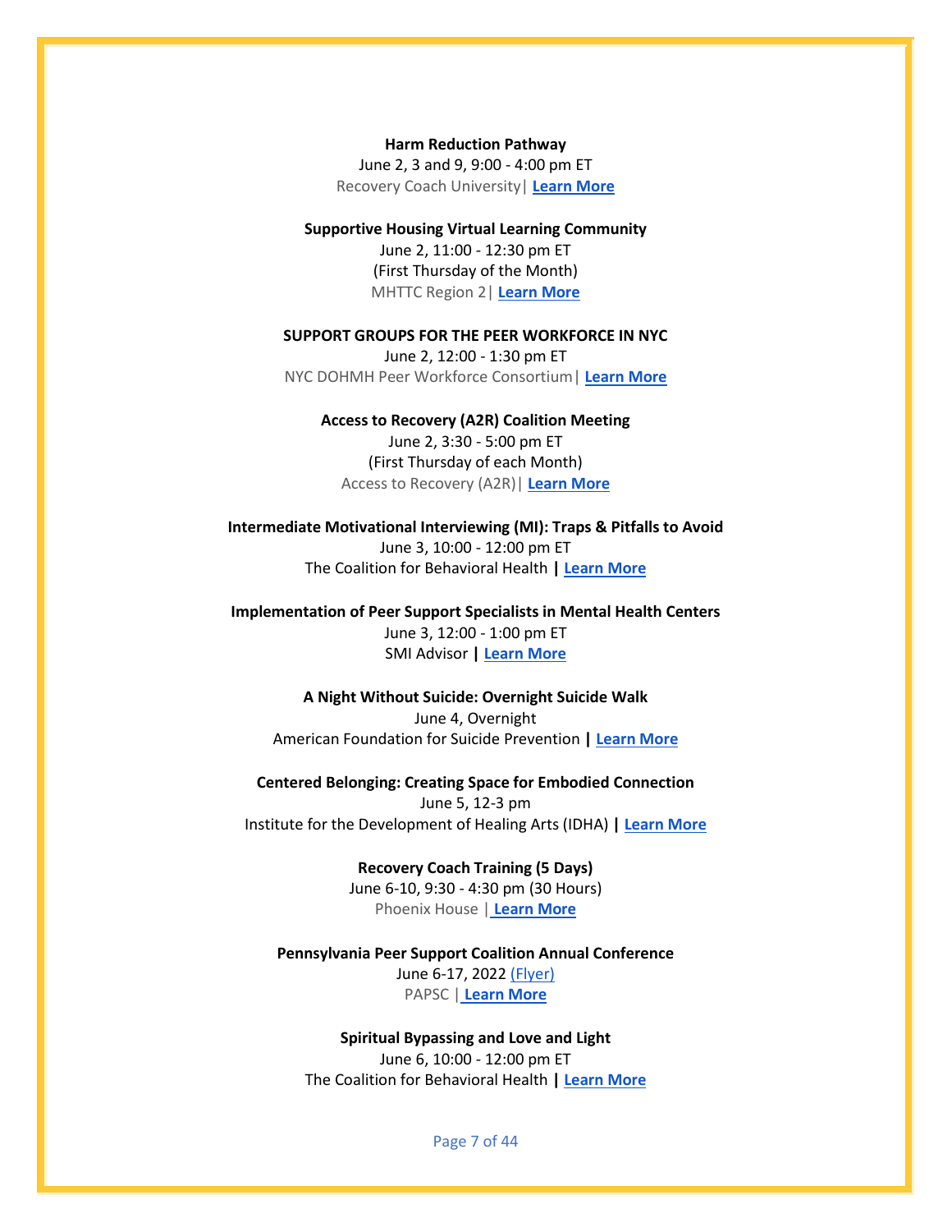**Harm Reduction Pathway**
June 2, 3 and 9, 9:00 - 4:00 pm ET
Recovery Coach University| **Learn More**

**Supportive Housing Virtual Learning Community**
June 2, 11:00 - 12:30 pm ET
(First Thursday of the Month)
MHTTC Region 2| **Learn More**

**SUPPORT GROUPS FOR THE PEER WORKFORCE IN NYC**
June 2, 12:00 - 1:30 pm ET
NYC DOHMH Peer Workforce Consortium| **Learn More**

**Access to Recovery (A2R) Coalition Meeting**
June 2, 3:30 - 5:00 pm ET
(First Thursday of each Month)
Access to Recovery (A2R)| **Learn More**

**Intermediate Motivational Interviewing (MI): Traps & Pitfalls to Avoid**
June 3, 10:00 - 12:00 pm ET
The Coalition for Behavioral Health **|** **Learn More**

**Implementation of Peer Support Specialists in Mental Health Centers**
June 3, 12:00 - 1:00 pm ET
SMI Advisor **|** **Learn More**

**A Night Without Suicide: Overnight Suicide Walk**
June 4, Overnight
American Foundation for Suicide Prevention **|** **Learn More**

**Centered Belonging: Creating Space for Embodied Connection**
June 5, 12-3 pm
Institute for the Development of Healing Arts (IDHA) **|** **Learn More**

**Recovery Coach Training (5 Days)**
June 6-10, 9:30 - 4:30 pm (30 Hours)
Phoenix House | **Learn More**

**Pennsylvania Peer Support Coalition Annual Conference**
June 6-17, 2022 (Flyer)
PAPSC | **Learn More**

**Spiritual Bypassing and Love and Light**
June 6, 10:00 - 12:00 pm ET
The Coalition for Behavioral Health **|** **Learn More**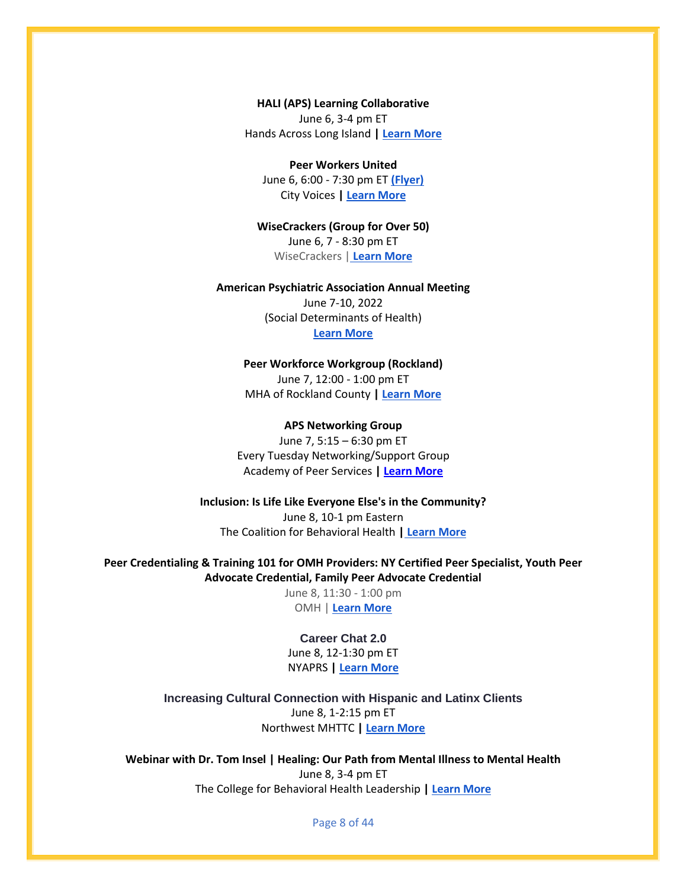**HALI (APS) Learning Collaborative**
June 6, 3-4 pm ET
Hands Across Long Island **|** **Learn More**

**Peer Workers United**
June 6, 6:00 - 7:30 pm ET **(Flyer)**
City Voices **|** **Learn More**

**WiseCrackers (Group for Over 50)**
June 6, 7 - 8:30 pm ET
WiseCrackers | **Learn More**

**American Psychiatric Association Annual Meeting**
June 7-10, 2022
(Social Determinants of Health)
**Learn More**

**Peer Workforce Workgroup (Rockland)**
June 7, 12:00 - 1:00 pm ET
MHA of Rockland County **|** **Learn More**

**APS Networking Group**
June 7, 5:15 – 6:30 pm ET
Every Tuesday Networking/Support Group
Academy of Peer Services **|** **Learn More**

**Inclusion: Is Life Like Everyone Else's in the Community?**
June 8, 10-1 pm Eastern
The Coalition for Behavioral Health **|** **Learn More**

**Peer Credentialing & Training 101 for OMH Providers: NY Certified Peer Specialist, Youth Peer Advocate Credential, Family Peer Advocate Credential**
June 8, 11:30 - 1:00 pm
OMH | **Learn More**

**Career Chat 2.0**
June 8, 12-1:30 pm ET
NYAPRS **|** **Learn More**

**Increasing Cultural Connection with Hispanic and Latinx Clients**
June 8, 1-2:15 pm ET
Northwest MHTTC **|** **Learn More**

**Webinar with Dr. Tom Insel | Healing: Our Path from Mental Illness to Mental Health**
June 8, 3-4 pm ET
The College for Behavioral Health Leadership **|** **Learn More**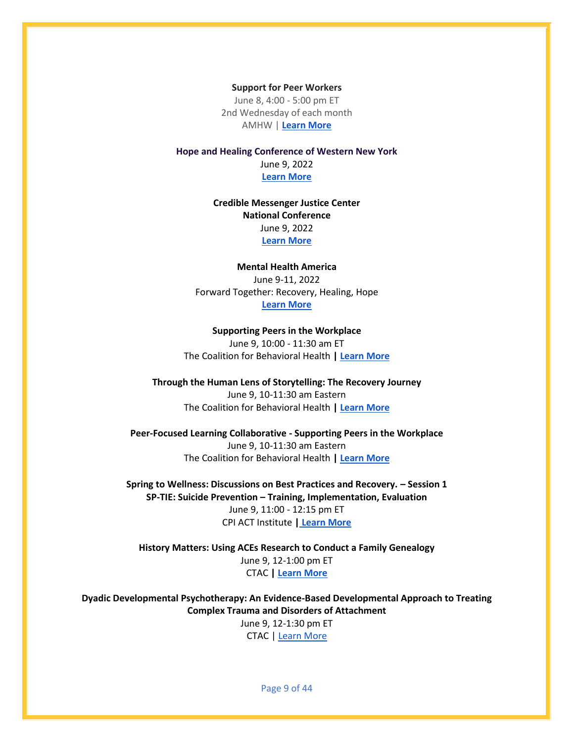**Support for Peer Workers**
June 8, 4:00 - 5:00 pm ET
2nd Wednesday of each month
AMHW | **Learn More**

**Hope and Healing Conference of Western New York**
June 9, 2022
**Learn More**

**Credible Messenger Justice Center**
**National Conference**
June 9, 2022
**Learn More**

**Mental Health America**
June 9-11, 2022
Forward Together: Recovery, Healing, Hope
**Learn More**

**Supporting Peers in the Workplace**
June 9, 10:00 - 11:30 am ET
The Coalition for Behavioral Health **| Learn More**

**Through the Human Lens of Storytelling: The Recovery Journey**
June 9, 10-11:30 am Eastern
The Coalition for Behavioral Health **| Learn More**

**Peer-Focused Learning Collaborative - Supporting Peers in the Workplace**
June 9, 10-11:30 am Eastern
The Coalition for Behavioral Health **| Learn More**

**Spring to Wellness: Discussions on Best Practices and Recovery. – Session 1**
**SP-TIE: Suicide Prevention – Training, Implementation, Evaluation**
June 9, 11:00 - 12:15 pm ET
CPI ACT Institute **| Learn More**

**History Matters: Using ACEs Research to Conduct a Family Genealogy**
June 9, 12-1:00 pm ET
CTAC **| Learn More**

**Dyadic Developmental Psychotherapy: An Evidence-Based Developmental Approach to Treating Complex Trauma and Disorders of Attachment**
June 9, 12-1:30 pm ET
CTAC | Learn More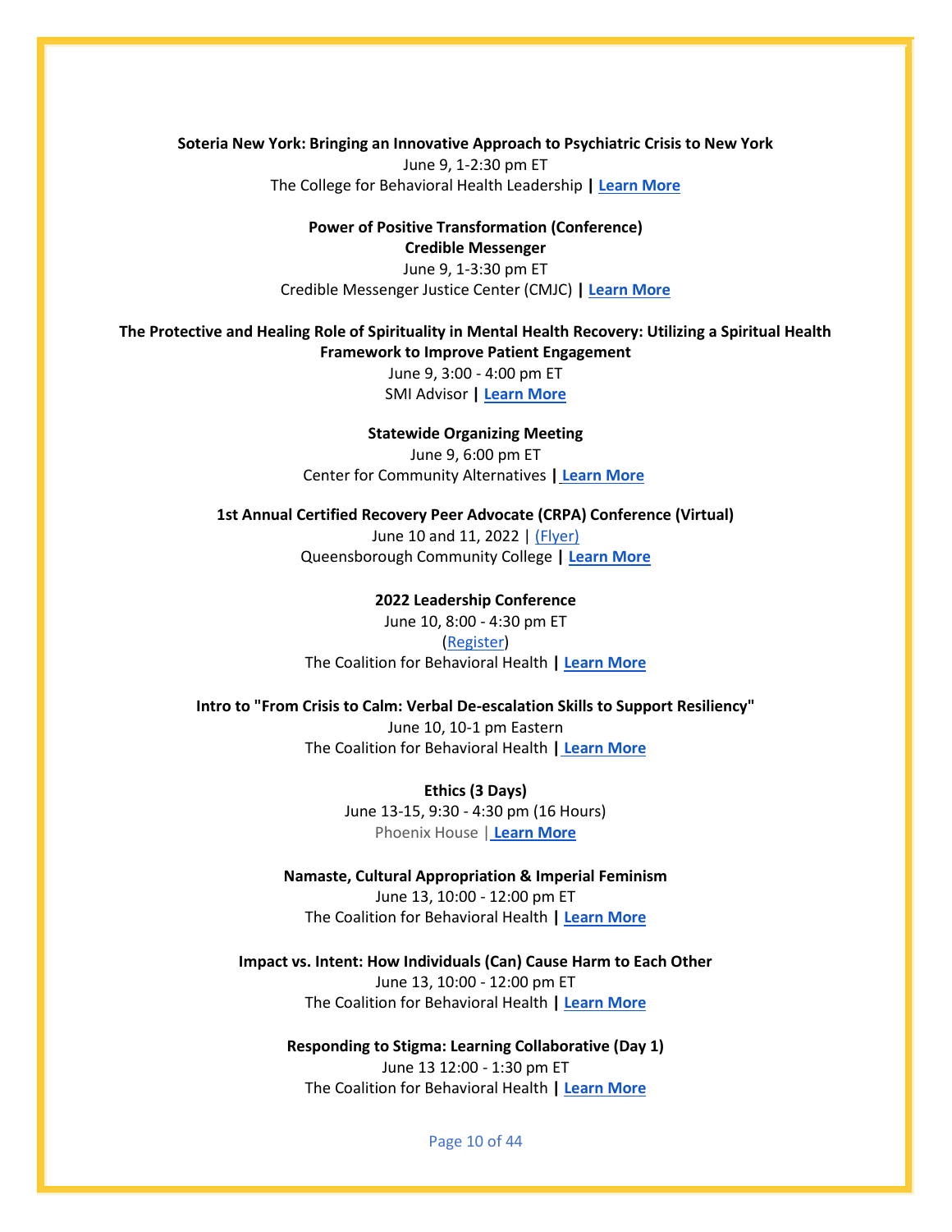**Soteria New York: Bringing an Innovative Approach to Psychiatric Crisis to New York**
June 9, 1-2:30 pm ET
The College for Behavioral Health Leadership **| Learn More**

**Power of Positive Transformation (Conference)**
**Credible Messenger**
June 9, 1-3:30 pm ET
Credible Messenger Justice Center (CMJC) **| Learn More**

**The Protective and Healing Role of Spirituality in Mental Health Recovery: Utilizing a Spiritual Health Framework to Improve Patient Engagement**
June 9, 3:00 - 4:00 pm ET
SMI Advisor **| Learn More**

**Statewide Organizing Meeting**
June 9, 6:00 pm ET
Center for Community Alternatives **| Learn More**

**1st Annual Certified Recovery Peer Advocate (CRPA) Conference (Virtual)**
June 10 and 11, 2022 | (Flyer)
Queensborough Community College **| Learn More**

**2022 Leadership Conference**
June 10, 8:00 - 4:30 pm ET
(Register)
The Coalition for Behavioral Health **| Learn More**

**Intro to "From Crisis to Calm: Verbal De-escalation Skills to Support Resiliency"**
June 10, 10-1 pm Eastern
The Coalition for Behavioral Health **| Learn More**

**Ethics (3 Days)**
June 13-15, 9:30 - 4:30 pm (16 Hours)
Phoenix House | **Learn More**

**Namaste, Cultural Appropriation & Imperial Feminism**
June 13, 10:00 - 12:00 pm ET
The Coalition for Behavioral Health **| Learn More**

**Impact vs. Intent: How Individuals (Can) Cause Harm to Each Other**
June 13, 10:00 - 12:00 pm ET
The Coalition for Behavioral Health **| Learn More**

**Responding to Stigma: Learning Collaborative (Day 1)**
June 13 12:00 - 1:30 pm ET
The Coalition for Behavioral Health **| Learn More**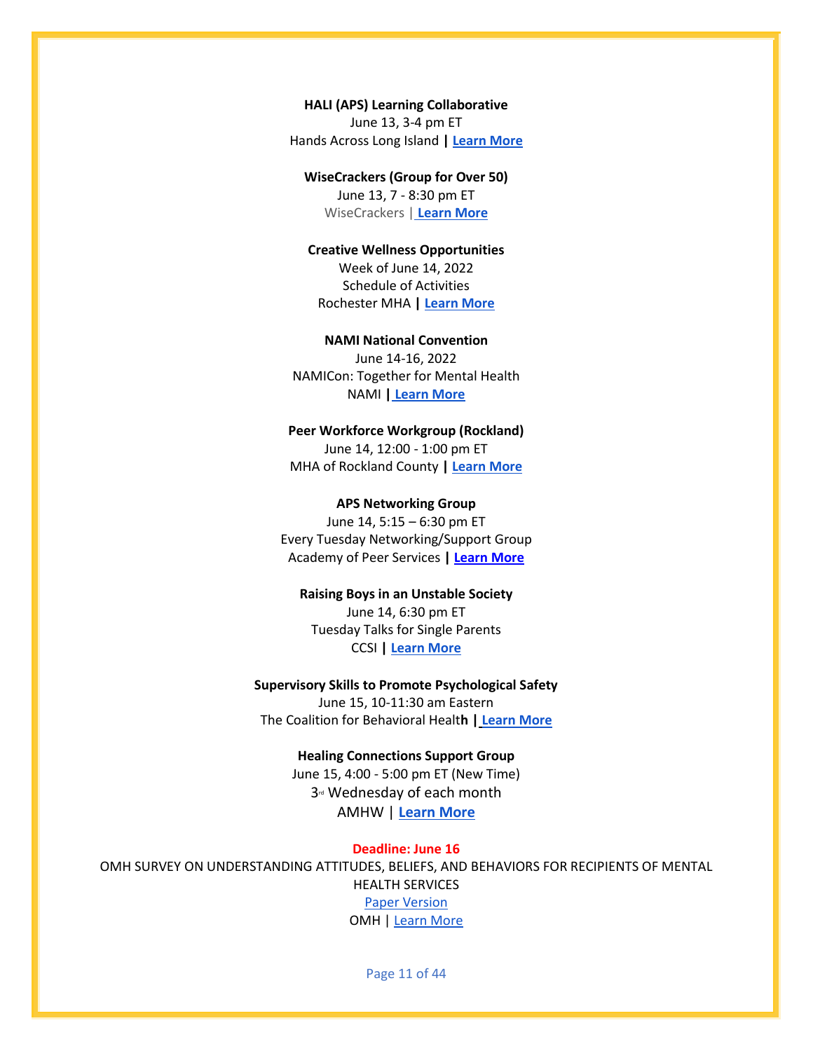**HALI (APS) Learning Collaborative**
June 13, 3-4 pm ET
Hands Across Long Island **|** **Learn More**

**WiseCrackers (Group for Over 50)**
June 13, 7 - 8:30 pm ET
WiseCrackers | **Learn More**

**Creative Wellness Opportunities**
Week of June 14, 2022
Schedule of Activities
Rochester MHA **|** **Learn More**

**NAMI National Convention**
June 14-16, 2022
NAMICon: Together for Mental Health
NAMI **|** **Learn More**

**Peer Workforce Workgroup (Rockland)**
June 14, 12:00 - 1:00 pm ET
MHA of Rockland County **|** **Learn More**

**APS Networking Group**
June 14, 5:15 – 6:30 pm ET
Every Tuesday Networking/Support Group
Academy of Peer Services **|** **Learn More**

**Raising Boys in an Unstable Society**
June 14, 6:30 pm ET
Tuesday Talks for Single Parents
CCSI **|** **Learn More**

**Supervisory Skills to Promote Psychological Safety**
June 15, 10-11:30 am Eastern
The Coalition for Behavioral Health **|** **Learn More**

**Healing Connections Support Group**
June 15, 4:00 - 5:00 pm ET (New Time)
3rd Wednesday of each month
AMHW | **Learn More**

**Deadline: June 16**
OMH SURVEY ON UNDERSTANDING ATTITUDES, BELIEFS, AND BEHAVIORS FOR RECIPIENTS OF MENTAL HEALTH SERVICES
Paper Version
OMH | Learn More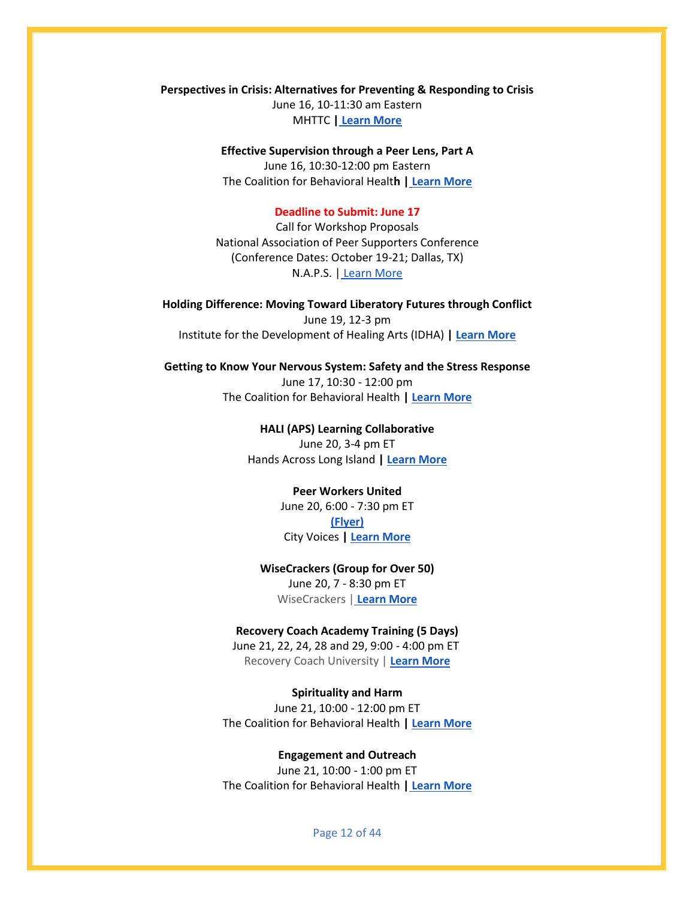**Perspectives in Crisis: Alternatives for Preventing & Responding to Crisis**
June 16, 10-11:30 am Eastern
MHTTC **|** **Learn More**

**Effective Supervision through a Peer Lens, Part A**
June 16, 10:30-12:00 pm Eastern
The Coalition for Behavioral Health **|** **Learn More**

**Deadline to Submit: June 17**
Call for Workshop Proposals
National Association of Peer Supporters Conference
(Conference Dates: October 19-21; Dallas, TX)
N.A.P.S. | Learn More

**Holding Difference: Moving Toward Liberatory Futures through Conflict**
June 19, 12-3 pm
Institute for the Development of Healing Arts (IDHA) **|** **Learn More**

**Getting to Know Your Nervous System: Safety and the Stress Response**
June 17, 10:30 - 12:00 pm
The Coalition for Behavioral Health **|** **Learn More**

**HALI (APS) Learning Collaborative**
June 20, 3-4 pm ET
Hands Across Long Island **|** **Learn More**

**Peer Workers United**
June 20, 6:00 - 7:30 pm ET
**(Flyer)**
City Voices **|** **Learn More**

**WiseCrackers (Group for Over 50)**
June 20, 7 - 8:30 pm ET
WiseCrackers | **Learn More**

**Recovery Coach Academy Training (5 Days)**
June 21, 22, 24, 28 and 29, 9:00 - 4:00 pm ET
Recovery Coach University | **Learn More**

**Spirituality and Harm**
June 21, 10:00 - 12:00 pm ET
The Coalition for Behavioral Health **|** **Learn More**

**Engagement and Outreach**
June 21, 10:00 - 1:00 pm ET
The Coalition for Behavioral Health **|** **Learn More**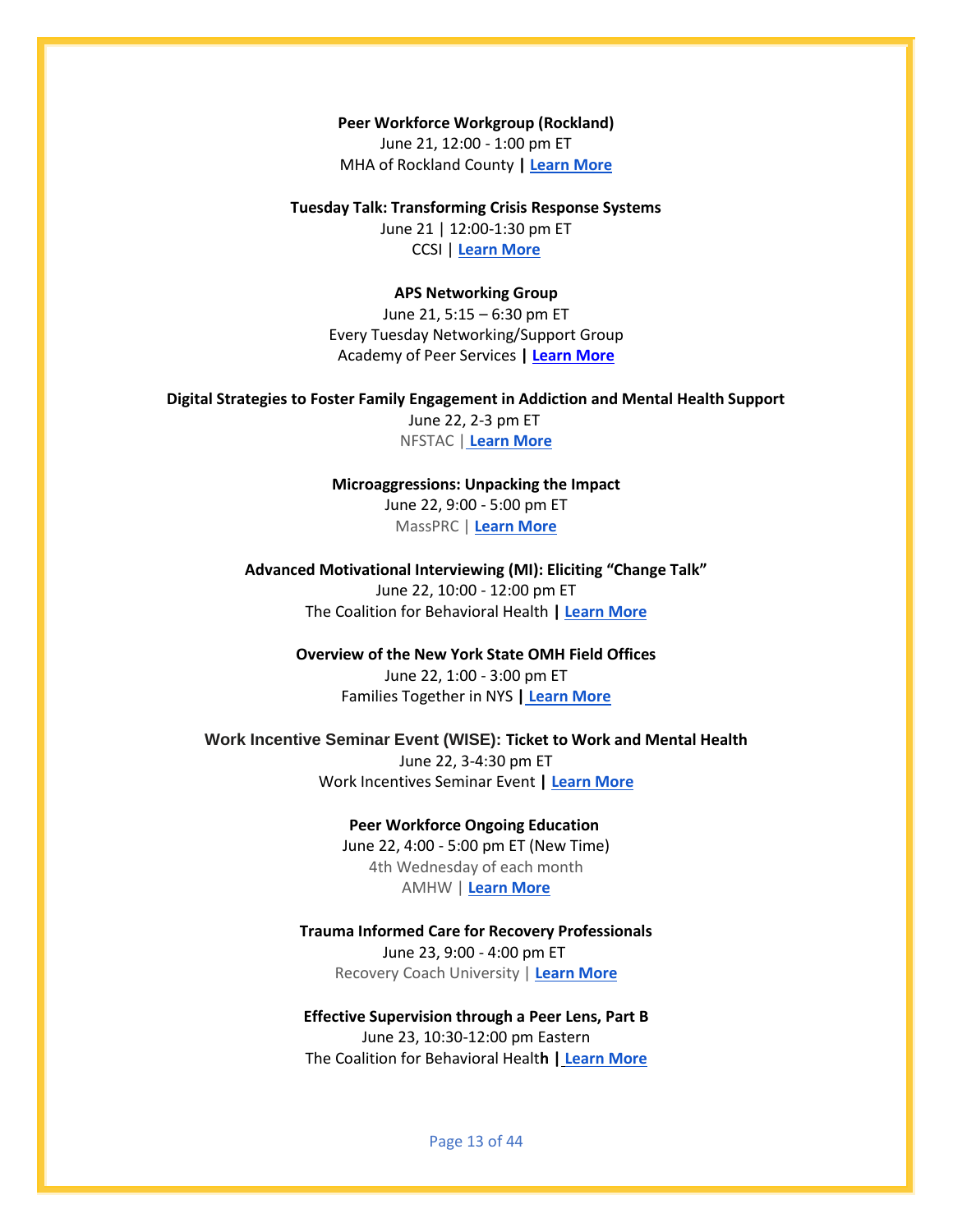**Peer Workforce Workgroup (Rockland)**
June 21, 12:00 - 1:00 pm ET
MHA of Rockland County **|** **Learn More**

**Tuesday Talk: Transforming Crisis Response Systems**
June 21 | 12:00-1:30 pm ET
CCSI | **Learn More**

**APS Networking Group**
June 21, 5:15 – 6:30 pm ET
Every Tuesday Networking/Support Group
Academy of Peer Services **|** **Learn More**

**Digital Strategies to Foster Family Engagement in Addiction and Mental Health Support**
June 22, 2-3 pm ET
NFSTAC | **Learn More**

**Microaggressions: Unpacking the Impact**
June 22, 9:00 - 5:00 pm ET
MassPRC | **Learn More**

**Advanced Motivational Interviewing (MI): Eliciting "Change Talk"**
June 22, 10:00 - 12:00 pm ET
The Coalition for Behavioral Health **|** **Learn More**

**Overview of the New York State OMH Field Offices**
June 22, 1:00 - 3:00 pm ET
Families Together in NYS **|** **Learn More**

**Work Incentive Seminar Event (WISE): Ticket to Work and Mental Health**
June 22, 3-4:30 pm ET
Work Incentives Seminar Event **|** **Learn More**

**Peer Workforce Ongoing Education**
June 22, 4:00 - 5:00 pm ET (New Time)
4th Wednesday of each month
AMHW | **Learn More**

**Trauma Informed Care for Recovery Professionals**
June 23, 9:00 - 4:00 pm ET
Recovery Coach University | **Learn More**

**Effective Supervision through a Peer Lens, Part B**
June 23, 10:30-12:00 pm Eastern
The Coalition for Behavioral Health **|** **Learn More**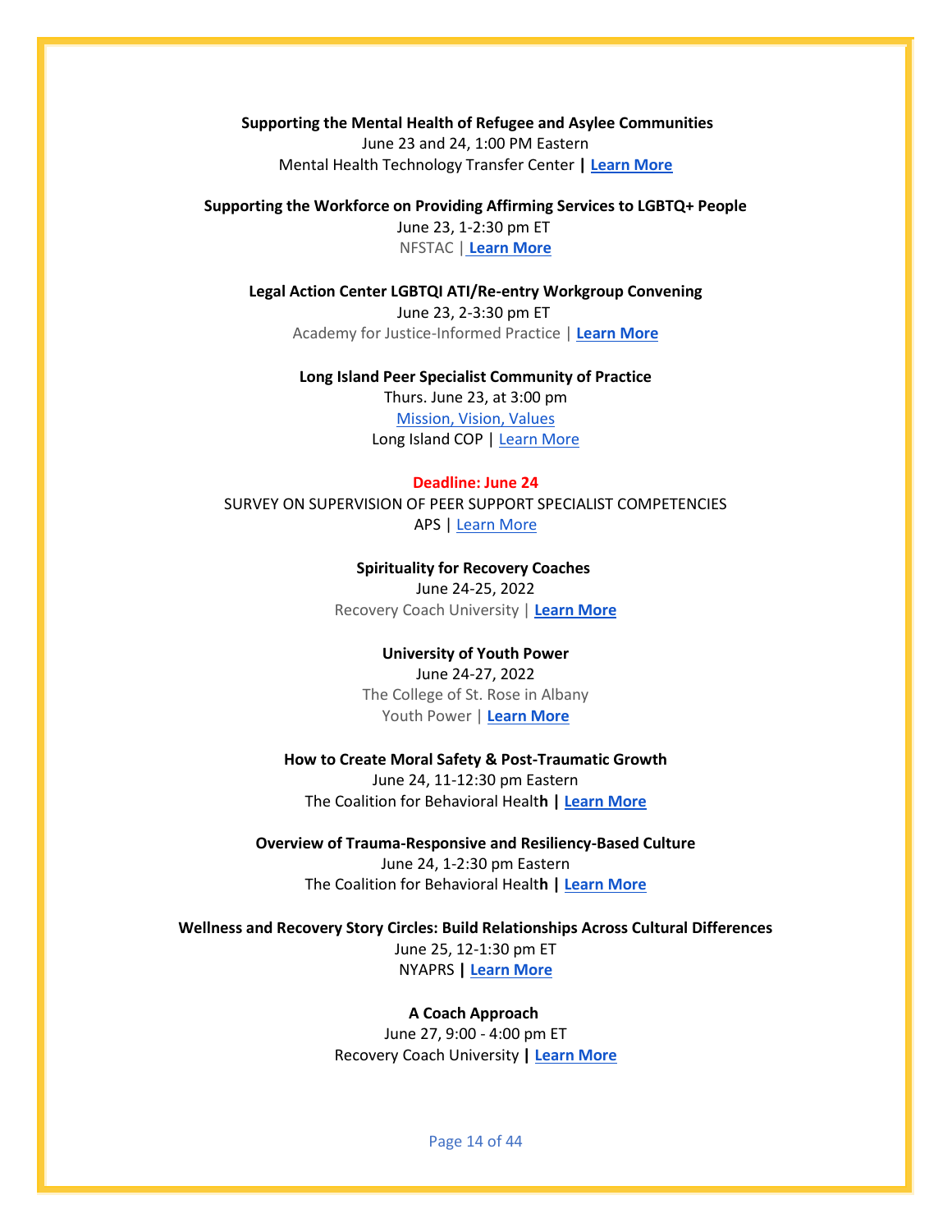**Supporting the Mental Health of Refugee and Asylee Communities**
June 23 and 24, 1:00 PM Eastern
Mental Health Technology Transfer Center **|** **Learn More**

**Supporting the Workforce on Providing Affirming Services to LGBTQ+ People**
June 23, 1-2:30 pm ET
NFSTAC | **Learn More**

**Legal Action Center LGBTQI ATI/Re-entry Workgroup Convening**
June 23, 2-3:30 pm ET
Academy for Justice-Informed Practice | **Learn More**

**Long Island Peer Specialist Community of Practice**
Thurs. June 23, at 3:00 pm
Mission, Vision, Values
Long Island COP | Learn More

**Deadline: June 24**
SURVEY ON SUPERVISION OF PEER SUPPORT SPECIALIST COMPETENCIES
APS | Learn More

**Spirituality for Recovery Coaches**
June 24-25, 2022
Recovery Coach University | **Learn More**

**University of Youth Power**
June 24-27, 2022
The College of St. Rose in Albany
Youth Power | **Learn More**

**How to Create Moral Safety & Post-Traumatic Growth**
June 24, 11-12:30 pm Eastern
The Coalition for Behavioral Healt**h |** **Learn More**

**Overview of Trauma-Responsive and Resiliency-Based Culture**
June 24, 1-2:30 pm Eastern
The Coalition for Behavioral Healt**h |** **Learn More**

**Wellness and Recovery Story Circles: Build Relationships Across Cultural Differences**
June 25, 12-1:30 pm ET
NYAPRS **|** **Learn More**

**A Coach Approach**
June 27, 9:00 - 4:00 pm ET
Recovery Coach University **|** **Learn More**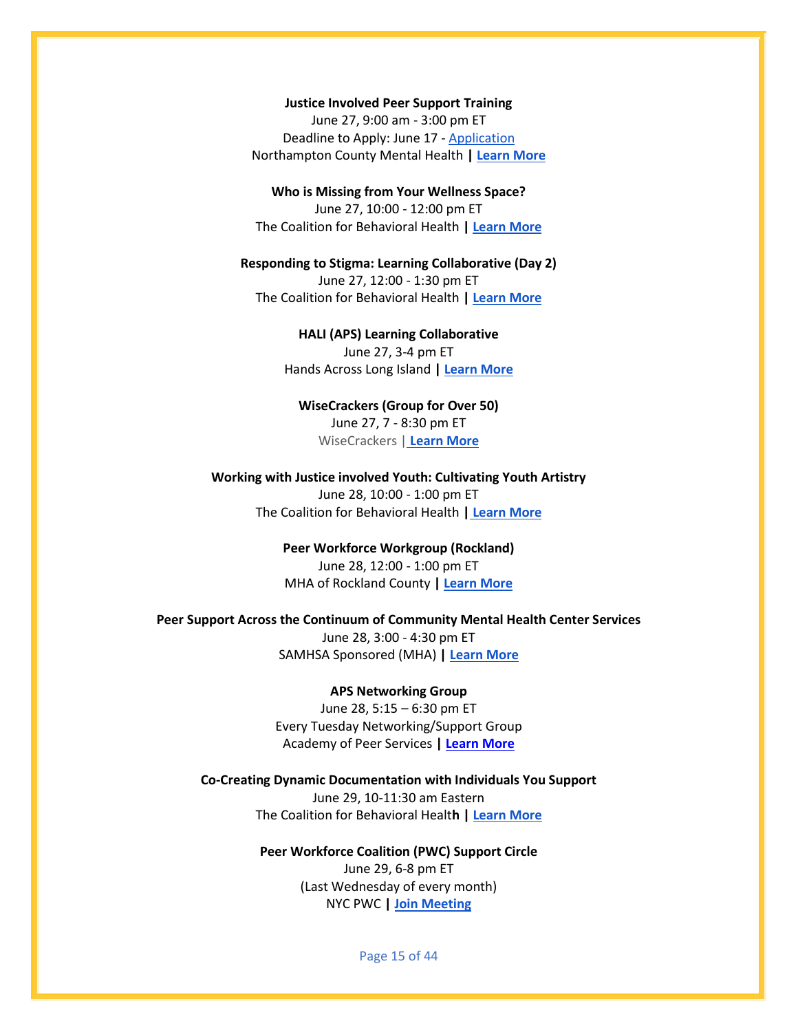**Justice Involved Peer Support Training**
June 27, 9:00 am - 3:00 pm ET
Deadline to Apply: June 17 - Application
Northampton County Mental Health **| Learn More**

**Who is Missing from Your Wellness Space?**
June 27, 10:00 - 12:00 pm ET
The Coalition for Behavioral Health **| Learn More**

**Responding to Stigma: Learning Collaborative (Day 2)**
June 27, 12:00 - 1:30 pm ET
The Coalition for Behavioral Health **| Learn More**

**HALI (APS) Learning Collaborative**
June 27, 3-4 pm ET
Hands Across Long Island **| Learn More**

**WiseCrackers (Group for Over 50)**
June 27, 7 - 8:30 pm ET
WiseCrackers | **Learn More**

**Working with Justice involved Youth: Cultivating Youth Artistry**
June 28, 10:00 - 1:00 pm ET
The Coalition for Behavioral Health **| Learn More**

**Peer Workforce Workgroup (Rockland)**
June 28, 12:00 - 1:00 pm ET
MHA of Rockland County **| Learn More**

**Peer Support Across the Continuum of Community Mental Health Center Services**
June 28, 3:00 - 4:30 pm ET
SAMHSA Sponsored (MHA) **| Learn More**

**APS Networking Group**
June 28, 5:15 – 6:30 pm ET
Every Tuesday Networking/Support Group
Academy of Peer Services **| Learn More**

**Co-Creating Dynamic Documentation with Individuals You Support**
June 29, 10-11:30 am Eastern
The Coalition for Behavioral Health **| Learn More**

**Peer Workforce Coalition (PWC) Support Circle**
June 29, 6-8 pm ET
(Last Wednesday of every month)
NYC PWC **| Join Meeting**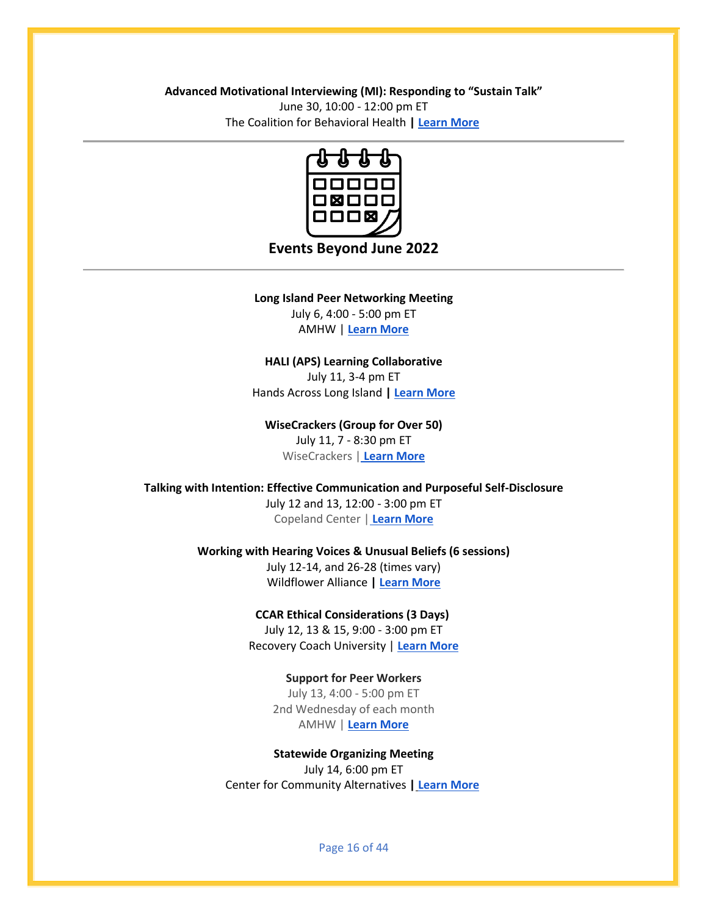**Advanced Motivational Interviewing (MI): Responding to "Sustain Talk"**
June 30, 10:00 - 12:00 pm ET
The Coalition for Behavioral Health **|** **Learn More**

---

## Events Beyond June 2022

---

**Long Island Peer Networking Meeting**
July 6, 4:00 - 5:00 pm ET
AMHW | **Learn More**

**HALI (APS) Learning Collaborative**
July 11, 3-4 pm ET
Hands Across Long Island **|** **Learn More**

**WiseCrackers (Group for Over 50)**
July 11, 7 - 8:30 pm ET
WiseCrackers | **Learn More**

**Talking with Intention: Effective Communication and Purposeful Self-Disclosure**
July 12 and 13, 12:00 - 3:00 pm ET
Copeland Center | **Learn More**

**Working with Hearing Voices & Unusual Beliefs (6 sessions)**
July 12-14, and 26-28 (times vary)
Wildflower Alliance **|** **Learn More**

**CCAR Ethical Considerations (3 Days)**
July 12, 13 & 15, 9:00 - 3:00 pm ET
Recovery Coach University | **Learn More**

**Support for Peer Workers**
July 13, 4:00 - 5:00 pm ET
2nd Wednesday of each month
AMHW | **Learn More**

**Statewide Organizing Meeting**
July 14, 6:00 pm ET
Center for Community Alternatives **|** **Learn More**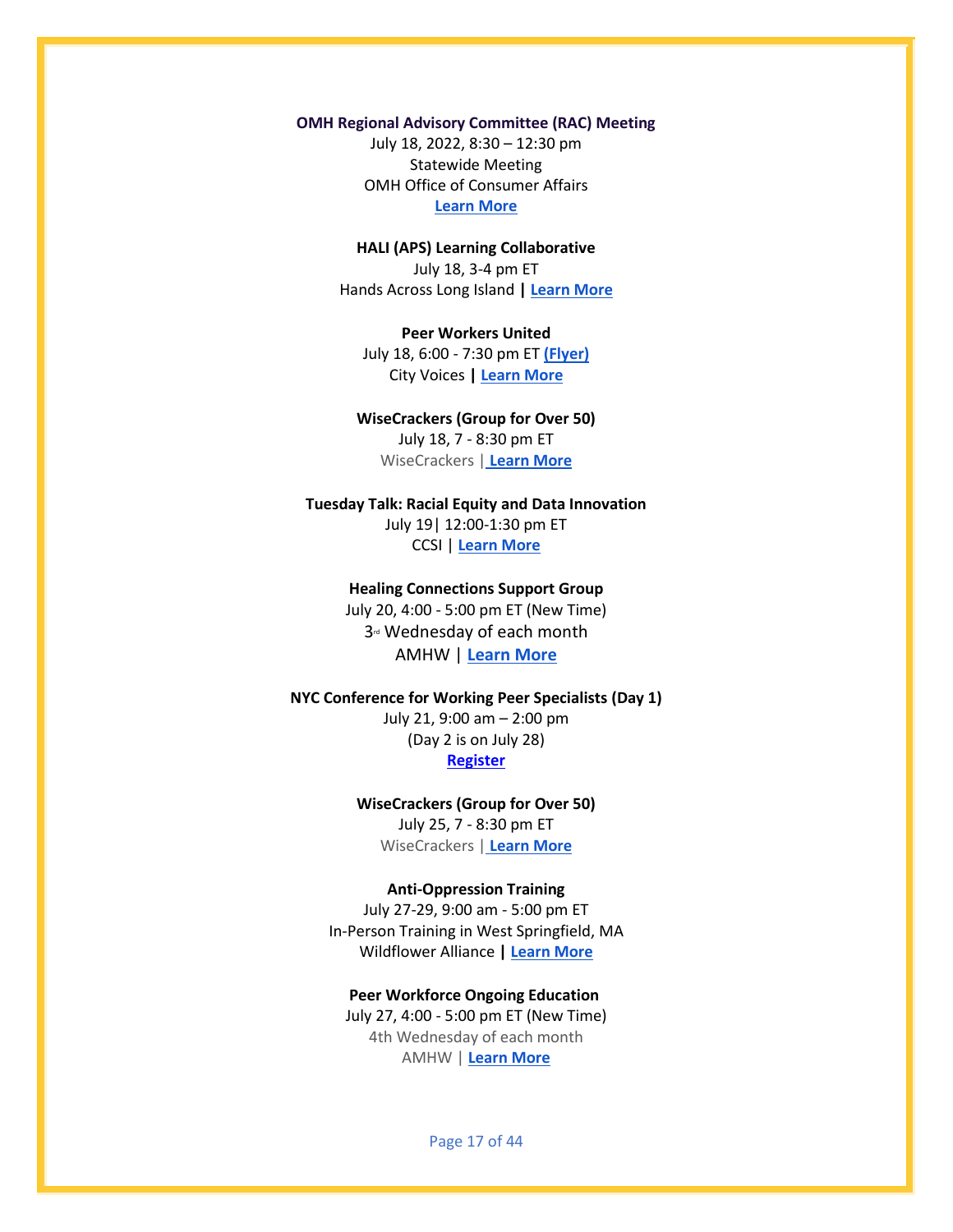**OMH Regional Advisory Committee (RAC) Meeting**
July 18, 2022, 8:30 – 12:30 pm
Statewide Meeting
OMH Office of Consumer Affairs
**Learn More**

**HALI (APS) Learning Collaborative**
July 18, 3-4 pm ET
Hands Across Long Island **|** **Learn More**

**Peer Workers United**
July 18, 6:00 - 7:30 pm ET **(Flyer)**
City Voices **|** **Learn More**

**WiseCrackers (Group for Over 50)**
July 18, 7 - 8:30 pm ET
WiseCrackers | **Learn More**

**Tuesday Talk: Racial Equity and Data Innovation**
July 19| 12:00-1:30 pm ET
CCSI | **Learn More**

**Healing Connections Support Group**
July 20, 4:00 - 5:00 pm ET (New Time)
3rd Wednesday of each month
AMHW | **Learn More**

**NYC Conference for Working Peer Specialists (Day 1)**
July 21, 9:00 am – 2:00 pm
(Day 2 is on July 28)
**Register**

**WiseCrackers (Group for Over 50)**
July 25, 7 - 8:30 pm ET
WiseCrackers | **Learn More**

**Anti-Oppression Training**
July 27-29, 9:00 am - 5:00 pm ET
In-Person Training in West Springfield, MA
Wildflower Alliance **|** **Learn More**

**Peer Workforce Ongoing Education**
July 27, 4:00 - 5:00 pm ET (New Time)
4th Wednesday of each month
AMHW | **Learn More**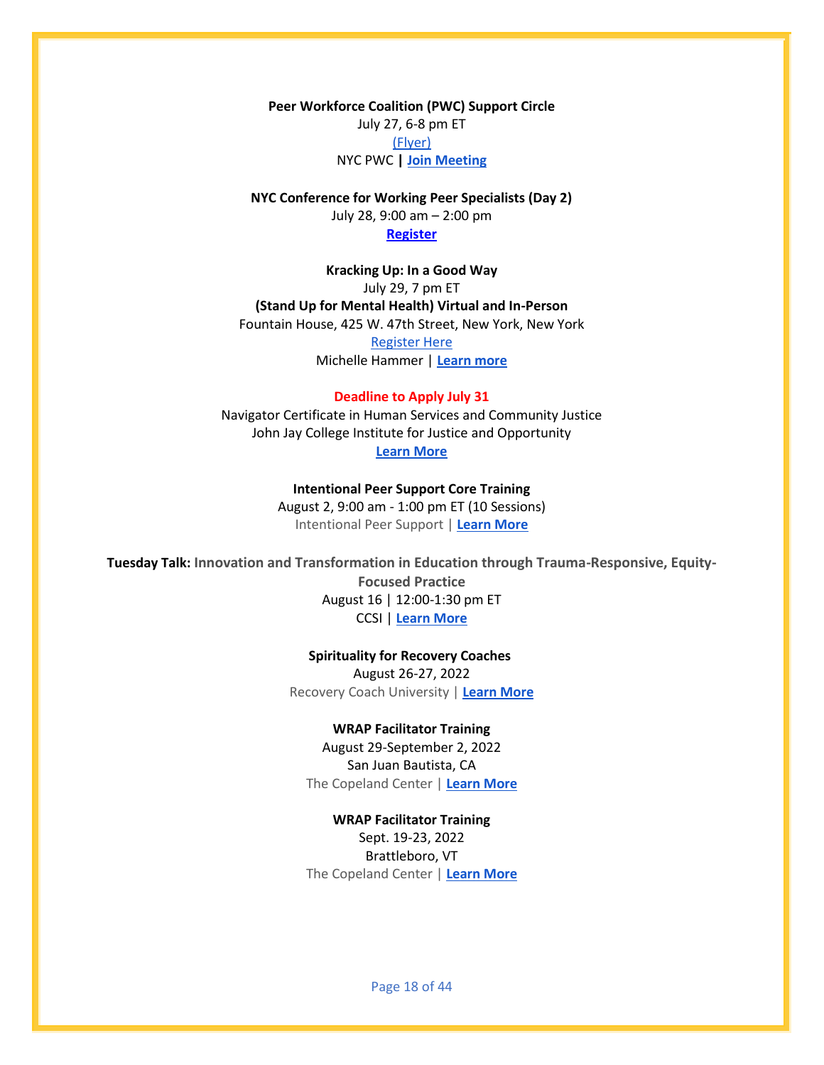**Peer Workforce Coalition (PWC) Support Circle**
July 27, 6-8 pm ET
(Flyer)
NYC PWC | **Join Meeting**

**NYC Conference for Working Peer Specialists (Day 2)**
July 28, 9:00 am – 2:00 pm
**Register**

**Kracking Up: In a Good Way**
July 29, 7 pm ET
**(Stand Up for Mental Health) Virtual and In-Person**
Fountain House, 425 W. 47th Street, New York, New York
Register Here
Michelle Hammer | **Learn more**

**Deadline to Apply July 31**
Navigator Certificate in Human Services and Community Justice
John Jay College Institute for Justice and Opportunity
**Learn More**

**Intentional Peer Support Core Training**
August 2, 9:00 am - 1:00 pm ET (10 Sessions)
Intentional Peer Support | **Learn More**

**Tuesday Talk: Innovation and Transformation in Education through Trauma-Responsive, Equity-Focused Practice**
August 16 | 12:00-1:30 pm ET
CCSI | **Learn More**

**Spirituality for Recovery Coaches**
August 26-27, 2022
Recovery Coach University | **Learn More**

**WRAP Facilitator Training**
August 29-September 2, 2022
San Juan Bautista, CA
The Copeland Center | **Learn More**

**WRAP Facilitator Training**
Sept. 19-23, 2022
Brattleboro, VT
The Copeland Center | **Learn More**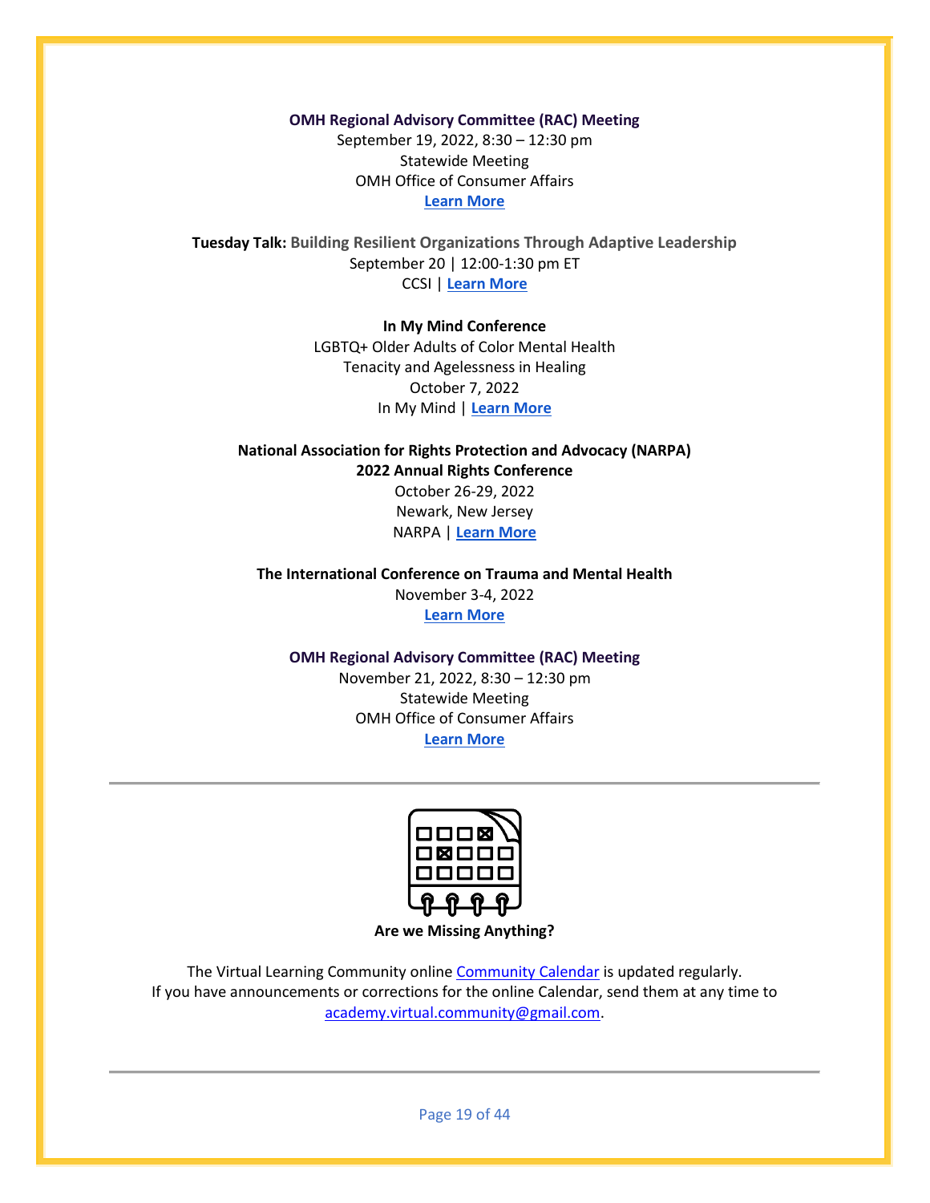**OMH Regional Advisory Committee (RAC) Meeting**
September 19, 2022, 8:30 – 12:30 pm
Statewide Meeting
OMH Office of Consumer Affairs
**Learn More**

**Tuesday Talk: Building Resilient Organizations Through Adaptive Leadership**
September 20 | 12:00-1:30 pm ET
CCSI | **Learn More**

**In My Mind Conference**
LGBTQ+ Older Adults of Color Mental Health
Tenacity and Agelessness in Healing
October 7, 2022
In My Mind | **Learn More**

**National Association for Rights Protection and Advocacy (NARPA)**
**2022 Annual Rights Conference**
October 26-29, 2022
Newark, New Jersey
NARPA | **Learn More**

**The International Conference on Trauma and Mental Health**
November 3-4, 2022
**Learn More**

**OMH Regional Advisory Committee (RAC) Meeting**
November 21, 2022, 8:30 – 12:30 pm
Statewide Meeting
OMH Office of Consumer Affairs
**Learn More**

---

**Are we Missing Anything?**

The Virtual Learning Community online Community Calendar is updated regularly.
If you have announcements or corrections for the online Calendar, send them at any time to academy.virtual.community@gmail.com.

---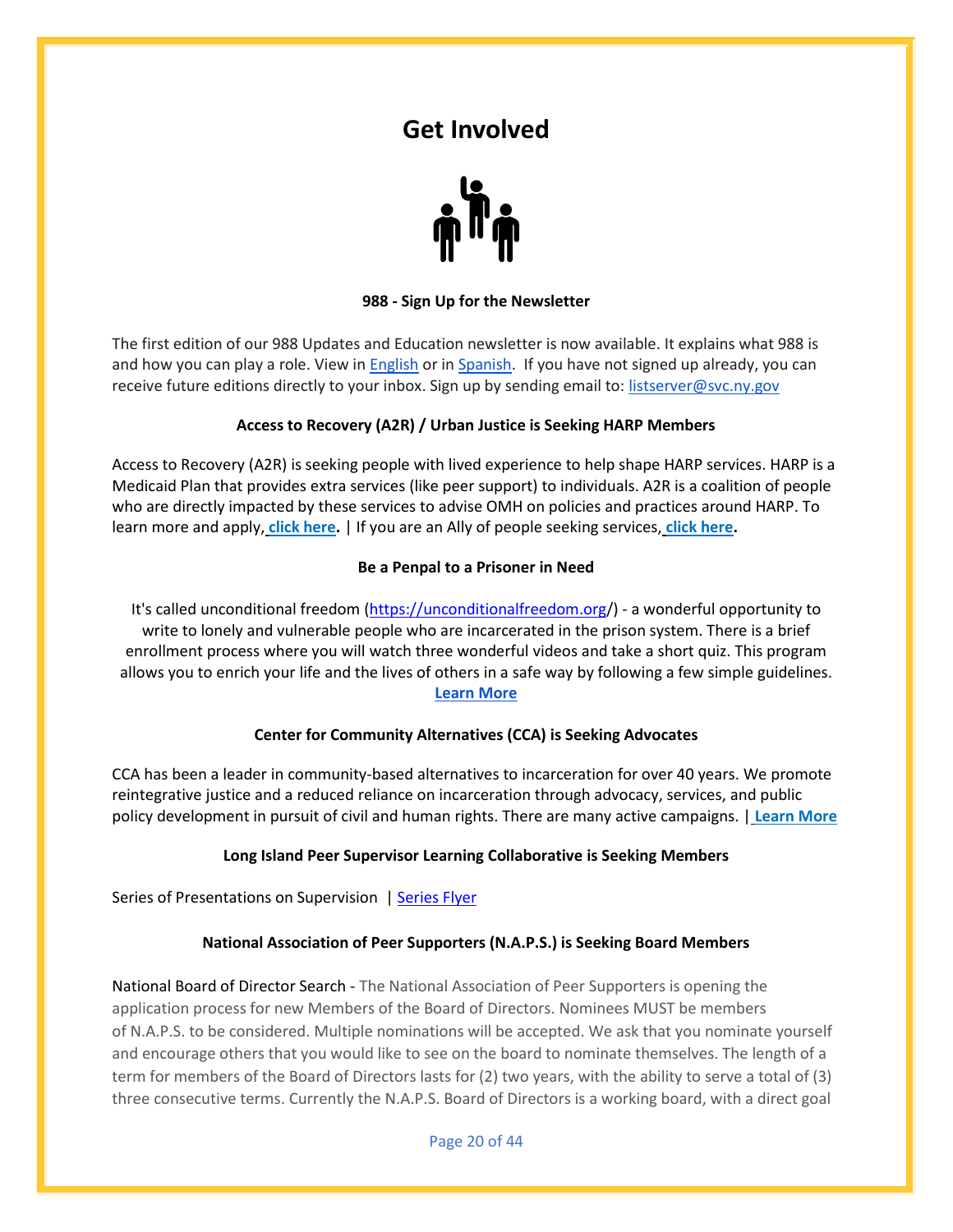# Get Involved

**988 - Sign Up for the Newsletter**

The first edition of our 988 Updates and Education newsletter is now available. It explains what 988 is and how you can play a role. View in English or in Spanish. If you have not signed up already, you can receive future editions directly to your inbox. Sign up by sending email to: listserver@svc.ny.gov

**Access to Recovery (A2R) / Urban Justice is Seeking HARP Members**

Access to Recovery (A2R) is seeking people with lived experience to help shape HARP services. HARP is a Medicaid Plan that provides extra services (like peer support) to individuals. A2R is a coalition of people who are directly impacted by these services to advise OMH on policies and practices around HARP. To learn more and apply, **click here.** | If you are an Ally of people seeking services, **click here.**

**Be a Penpal to a Prisoner in Need**

It's called unconditional freedom (https://unconditionalfreedom.org/) - a wonderful opportunity to write to lonely and vulnerable people who are incarcerated in the prison system. There is a brief enrollment process where you will watch three wonderful videos and take a short quiz. This program allows you to enrich your life and the lives of others in a safe way by following a few simple guidelines. **Learn More**

**Center for Community Alternatives (CCA) is Seeking Advocates**

CCA has been a leader in community-based alternatives to incarceration for over 40 years. We promote reintegrative justice and a reduced reliance on incarceration through advocacy, services, and public policy development in pursuit of civil and human rights. There are many active campaigns. | **Learn More**

**Long Island Peer Supervisor Learning Collaborative is Seeking Members**

Series of Presentations on Supervision | Series Flyer

**National Association of Peer Supporters (N.A.P.S.) is Seeking Board Members**

National Board of Director Search - The National Association of Peer Supporters is opening the application process for new Members of the Board of Directors. Nominees MUST be members of N.A.P.S. to be considered. Multiple nominations will be accepted. We ask that you nominate yourself and encourage others that you would like to see on the board to nominate themselves. The length of a term for members of the Board of Directors lasts for (2) two years, with the ability to serve a total of (3) three consecutive terms. Currently the N.A.P.S. Board of Directors is a working board, with a direct goal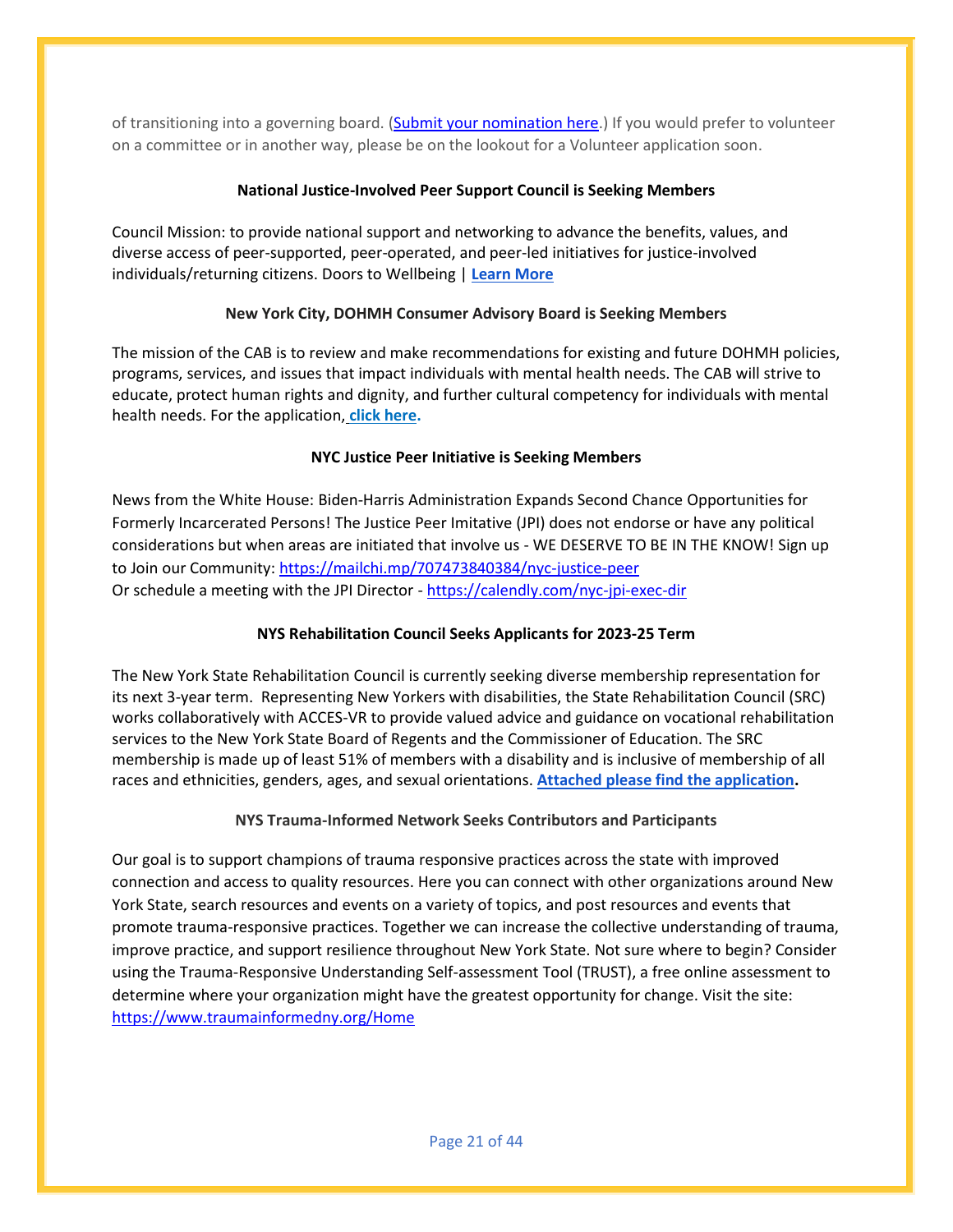of transitioning into a governing board. (Submit your nomination here.) If you would prefer to volunteer on a committee or in another way, please be on the lookout for a Volunteer application soon.

**National Justice-Involved Peer Support Council is Seeking Members**

Council Mission: to provide national support and networking to advance the benefits, values, and diverse access of peer-supported, peer-operated, and peer-led initiatives for justice-involved individuals/returning citizens. Doors to Wellbeing | **Learn More**

**New York City, DOHMH Consumer Advisory Board is Seeking Members**

The mission of the CAB is to review and make recommendations for existing and future DOHMH policies, programs, services, and issues that impact individuals with mental health needs. The CAB will strive to educate, protect human rights and dignity, and further cultural competency for individuals with mental health needs. For the application, **click here.**

**NYC Justice Peer Initiative is Seeking Members**

News from the White House: Biden-Harris Administration Expands Second Chance Opportunities for Formerly Incarcerated Persons! The Justice Peer Imitative (JPI) does not endorse or have any political considerations but when areas are initiated that involve us - WE DESERVE TO BE IN THE KNOW! Sign up to Join our Community: https://mailchi.mp/707473840384/nyc-justice-peer
Or schedule a meeting with the JPI Director - https://calendly.com/nyc-jpi-exec-dir

**NYS Rehabilitation Council Seeks Applicants for 2023-25 Term**

The New York State Rehabilitation Council is currently seeking diverse membership representation for its next 3-year term. Representing New Yorkers with disabilities, the State Rehabilitation Council (SRC) works collaboratively with ACCES-VR to provide valued advice and guidance on vocational rehabilitation services to the New York State Board of Regents and the Commissioner of Education. The SRC membership is made up of least 51% of members with a disability and is inclusive of membership of all races and ethnicities, genders, ages, and sexual orientations. **Attached please find the application.**

**NYS Trauma-Informed Network Seeks Contributors and Participants**

Our goal is to support champions of trauma responsive practices across the state with improved connection and access to quality resources. Here you can connect with other organizations around New York State, search resources and events on a variety of topics, and post resources and events that promote trauma-responsive practices. Together we can increase the collective understanding of trauma, improve practice, and support resilience throughout New York State. Not sure where to begin? Consider using the Trauma-Responsive Understanding Self-assessment Tool (TRUST), a free online assessment to determine where your organization might have the greatest opportunity for change. Visit the site: https://www.traumainformedny.org/Home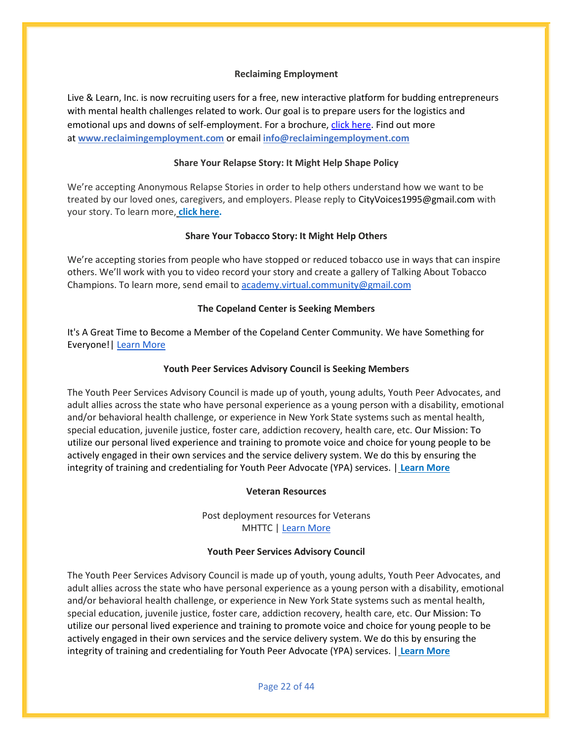### Reclaiming Employment

Live & Learn, Inc. is now recruiting users for a free, new interactive platform for budding entrepreneurs with mental health challenges related to work. Our goal is to prepare users for the logistics and emotional ups and downs of self-employment. For a brochure, click here. Find out more at **www.reclaimingemployment.com** or email **info@reclaimingemployment.com**

### Share Your Relapse Story: It Might Help Shape Policy

We're accepting Anonymous Relapse Stories in order to help others understand how we want to be treated by our loved ones, caregivers, and employers. Please reply to CityVoices1995@gmail.com with your story. To learn more, **click here.**

### Share Your Tobacco Story: It Might Help Others

We're accepting stories from people who have stopped or reduced tobacco use in ways that can inspire others. We'll work with you to video record your story and create a gallery of Talking About Tobacco Champions. To learn more, send email to academy.virtual.community@gmail.com

### The Copeland Center is Seeking Members

It's A Great Time to Become a Member of the Copeland Center Community. We have Something for Everyone!| Learn More

### Youth Peer Services Advisory Council is Seeking Members

The Youth Peer Services Advisory Council is made up of youth, young adults, Youth Peer Advocates, and adult allies across the state who have personal experience as a young person with a disability, emotional and/or behavioral health challenge, or experience in New York State systems such as mental health, special education, juvenile justice, foster care, addiction recovery, health care, etc. Our Mission: To utilize our personal lived experience and training to promote voice and choice for young people to be actively engaged in their own services and the service delivery system. We do this by ensuring the integrity of training and credentialing for Youth Peer Advocate (YPA) services. | **Learn More**

### Veteran Resources

Post deployment resources for Veterans
MHTTC | Learn More

### Youth Peer Services Advisory Council

The Youth Peer Services Advisory Council is made up of youth, young adults, Youth Peer Advocates, and adult allies across the state who have personal experience as a young person with a disability, emotional and/or behavioral health challenge, or experience in New York State systems such as mental health, special education, juvenile justice, foster care, addiction recovery, health care, etc. Our Mission: To utilize our personal lived experience and training to promote voice and choice for young people to be actively engaged in their own services and the service delivery system. We do this by ensuring the integrity of training and credentialing for Youth Peer Advocate (YPA) services. | **Learn More**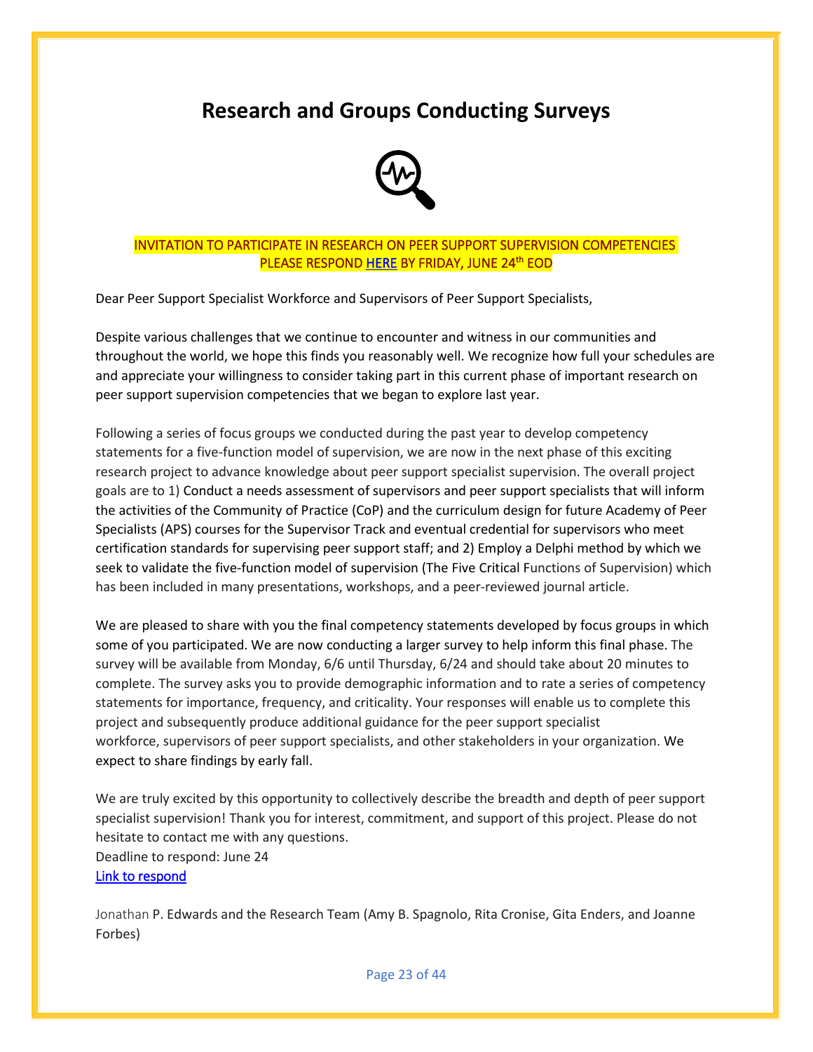# Research and Groups Conducting Surveys

INVITATION TO PARTICIPATE IN RESEARCH ON PEER SUPPORT SUPERVISION COMPETENCIES
PLEASE RESPOND HERE BY FRIDAY, JUNE 24th EOD

Dear Peer Support Specialist Workforce and Supervisors of Peer Support Specialists,

Despite various challenges that we continue to encounter and witness in our communities and throughout the world, we hope this finds you reasonably well. We recognize how full your schedules are and appreciate your willingness to consider taking part in this current phase of important research on peer support supervision competencies that we began to explore last year.

Following a series of focus groups we conducted during the past year to develop competency statements for a five-function model of supervision, we are now in the next phase of this exciting research project to advance knowledge about peer support specialist supervision. The overall project goals are to 1) Conduct a needs assessment of supervisors and peer support specialists that will inform the activities of the Community of Practice (CoP) and the curriculum design for future Academy of Peer Specialists (APS) courses for the Supervisor Track and eventual credential for supervisors who meet certification standards for supervising peer support staff; and 2) Employ a Delphi method by which we seek to validate the five-function model of supervision (The Five Critical Functions of Supervision) which has been included in many presentations, workshops, and a peer-reviewed journal article.

We are pleased to share with you the final competency statements developed by focus groups in which some of you participated. We are now conducting a larger survey to help inform this final phase. The survey will be available from Monday, 6/6 until Thursday, 6/24 and should take about 20 minutes to complete. The survey asks you to provide demographic information and to rate a series of competency statements for importance, frequency, and criticality. Your responses will enable us to complete this project and subsequently produce additional guidance for the peer support specialist workforce, supervisors of peer support specialists, and other stakeholders in your organization. We expect to share findings by early fall.

We are truly excited by this opportunity to collectively describe the breadth and depth of peer support specialist supervision! Thank you for interest, commitment, and support of this project. Please do not hesitate to contact me with any questions.
Deadline to respond: June 24
Link to respond

Jonathan P. Edwards and the Research Team (Amy B. Spagnolo, Rita Cronise, Gita Enders, and Joanne Forbes)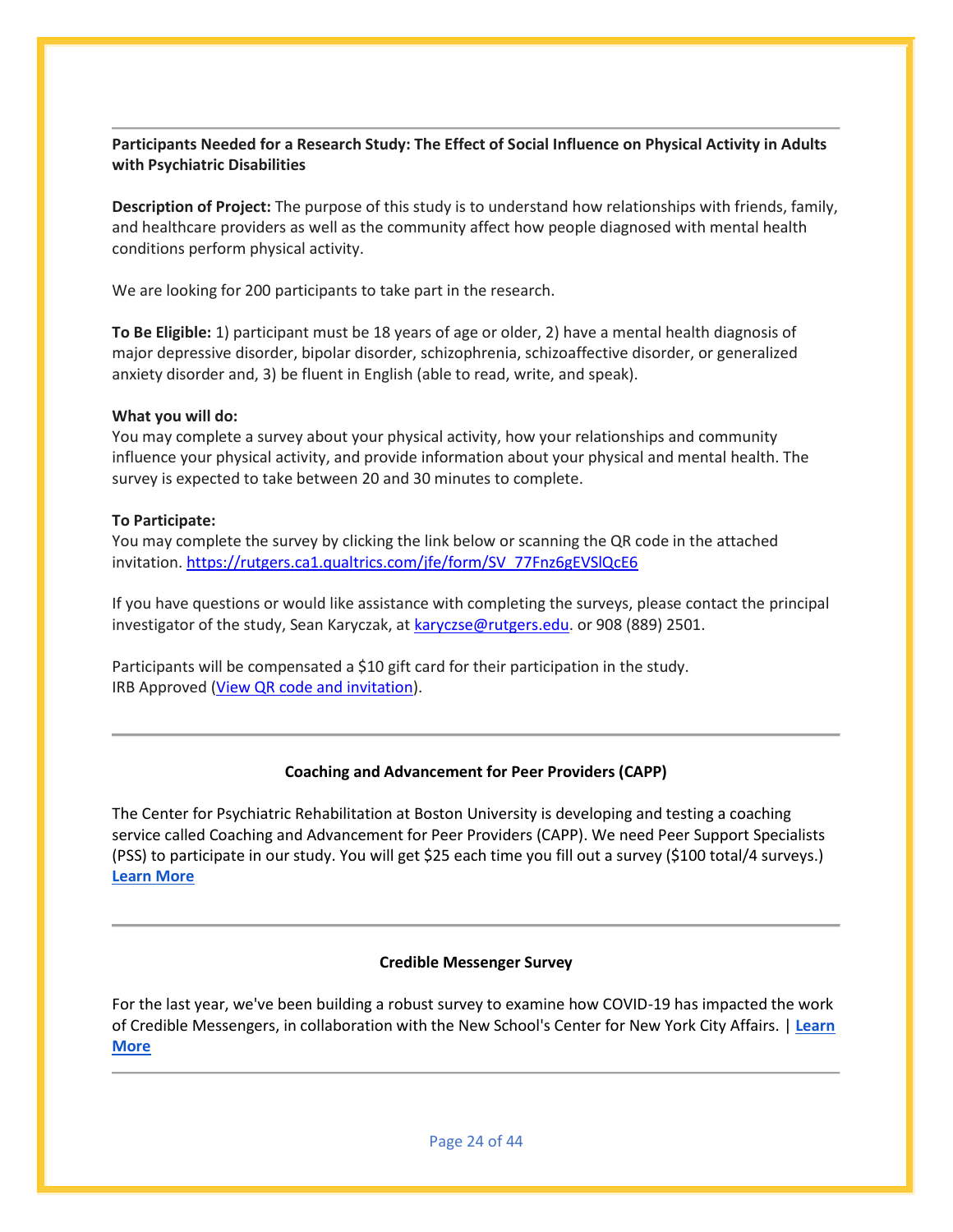---

**Participants Needed for a Research Study: The Effect of Social Influence on Physical Activity in Adults with Psychiatric Disabilities**

**Description of Project:** The purpose of this study is to understand how relationships with friends, family, and healthcare providers as well as the community affect how people diagnosed with mental health conditions perform physical activity.

We are looking for 200 participants to take part in the research.

**To Be Eligible:** 1) participant must be 18 years of age or older, 2) have a mental health diagnosis of major depressive disorder, bipolar disorder, schizophrenia, schizoaffective disorder, or generalized anxiety disorder and, 3) be fluent in English (able to read, write, and speak).

**What you will do:**
You may complete a survey about your physical activity, how your relationships and community influence your physical activity, and provide information about your physical and mental health. The survey is expected to take between 20 and 30 minutes to complete.

**To Participate:**
You may complete the survey by clicking the link below or scanning the QR code in the attached invitation. https://rutgers.ca1.qualtrics.com/jfe/form/SV_77Fnz6gEVSlQcE6

If you have questions or would like assistance with completing the surveys, please contact the principal investigator of the study, Sean Karyczak, at karyczse@rutgers.edu. or 908 (889) 2501.

Participants will be compensated a $10 gift card for their participation in the study.
IRB Approved (View QR code and invitation).

---

**Coaching and Advancement for Peer Providers (CAPP)**

The Center for Psychiatric Rehabilitation at Boston University is developing and testing a coaching service called Coaching and Advancement for Peer Providers (CAPP). We need Peer Support Specialists (PSS) to participate in our study. You will get $25 each time you fill out a survey ($100 total/4 surveys.) **Learn More**

---

**Credible Messenger Survey**

For the last year, we've been building a robust survey to examine how COVID-19 has impacted the work of Credible Messengers, in collaboration with the New School's Center for New York City Affairs. | **Learn More**

---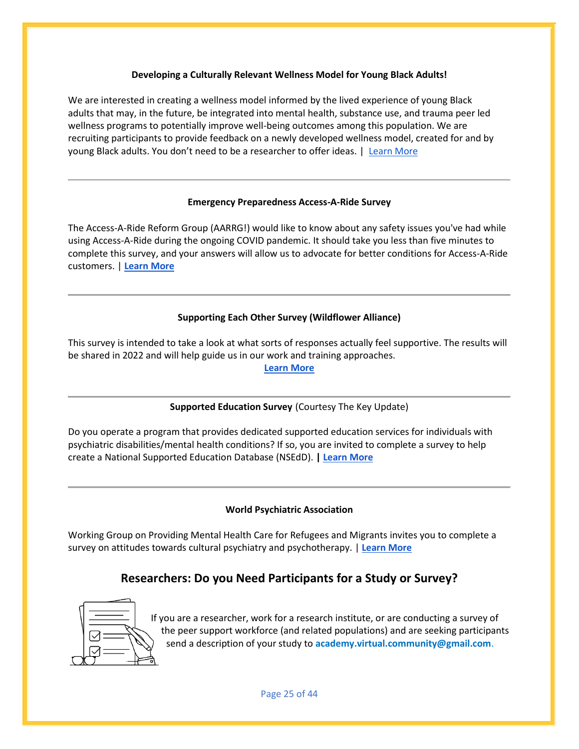**Developing a Culturally Relevant Wellness Model for Young Black Adults!**

We are interested in creating a wellness model informed by the lived experience of young Black adults that may, in the future, be integrated into mental health, substance use, and trauma peer led wellness programs to potentially improve well-being outcomes among this population. We are recruiting participants to provide feedback on a newly developed wellness model, created for and by young Black adults. You don't need to be a researcher to offer ideas. | Learn More

---

**Emergency Preparedness Access-A-Ride Survey**

The Access-A-Ride Reform Group (AARRG!) would like to know about any safety issues you've had while using Access-A-Ride during the ongoing COVID pandemic. It should take you less than five minutes to complete this survey, and your answers will allow us to advocate for better conditions for Access-A-Ride customers. | **Learn More**

---

**Supporting Each Other Survey (Wildflower Alliance)**

This survey is intended to take a look at what sorts of responses actually feel supportive. The results will be shared in 2022 and will help guide us in our work and training approaches.

**Learn More**

---

**Supported Education Survey** (Courtesy The Key Update)

Do you operate a program that provides dedicated supported education services for individuals with psychiatric disabilities/mental health conditions? If so, you are invited to complete a survey to help create a National Supported Education Database (NSEdD). **| Learn More**

---

**World Psychiatric Association**

Working Group on Providing Mental Health Care for Refugees and Migrants invites you to complete a survey on attitudes towards cultural psychiatry and psychotherapy. | **Learn More**

## Researchers: Do you Need Participants for a Study or Survey?

If you are a researcher, work for a research institute, or are conducting a survey of the peer support workforce (and related populations) and are seeking participants send a description of your study to **academy.virtual.community@gmail.com**.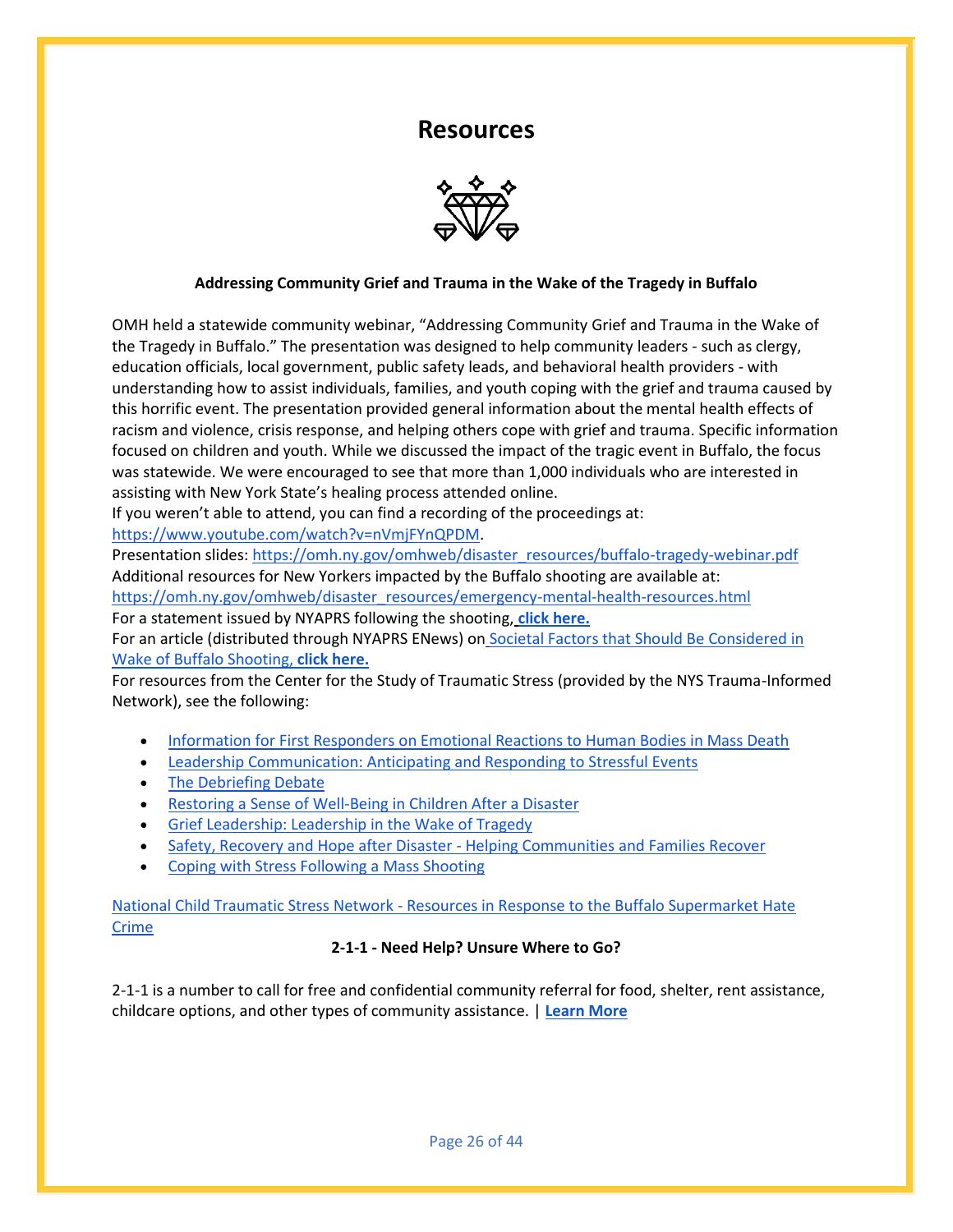# Resources

**Addressing Community Grief and Trauma in the Wake of the Tragedy in Buffalo**

OMH held a statewide community webinar, "Addressing Community Grief and Trauma in the Wake of the Tragedy in Buffalo." The presentation was designed to help community leaders - such as clergy, education officials, local government, public safety leads, and behavioral health providers - with understanding how to assist individuals, families, and youth coping with the grief and trauma caused by this horrific event. The presentation provided general information about the mental health effects of racism and violence, crisis response, and helping others cope with grief and trauma. Specific information focused on children and youth. While we discussed the impact of the tragic event in Buffalo, the focus was statewide. We were encouraged to see that more than 1,000 individuals who are interested in assisting with New York State's healing process attended online.
If you weren't able to attend, you can find a recording of the proceedings at: https://www.youtube.com/watch?v=nVmjFYnQPDM.
Presentation slides: https://omh.ny.gov/omhweb/disaster_resources/buffalo-tragedy-webinar.pdf
Additional resources for New Yorkers impacted by the Buffalo shooting are available at: https://omh.ny.gov/omhweb/disaster_resources/emergency-mental-health-resources.html
For a statement issued by NYAPRS following the shooting, **click here.**
For an article (distributed through NYAPRS ENews) on Societal Factors that Should Be Considered in Wake of Buffalo Shooting, **click here.**
For resources from the Center for the Study of Traumatic Stress (provided by the NYS Trauma-Informed Network), see the following:

- Information for First Responders on Emotional Reactions to Human Bodies in Mass Death
- Leadership Communication: Anticipating and Responding to Stressful Events
- The Debriefing Debate
- Restoring a Sense of Well-Being in Children After a Disaster
- Grief Leadership: Leadership in the Wake of Tragedy
- Safety, Recovery and Hope after Disaster - Helping Communities and Families Recover
- Coping with Stress Following a Mass Shooting

National Child Traumatic Stress Network - Resources in Response to the Buffalo Supermarket Hate Crime

**2-1-1 - Need Help? Unsure Where to Go?**

2-1-1 is a number to call for free and confidential community referral for food, shelter, rent assistance, childcare options, and other types of community assistance. | **Learn More**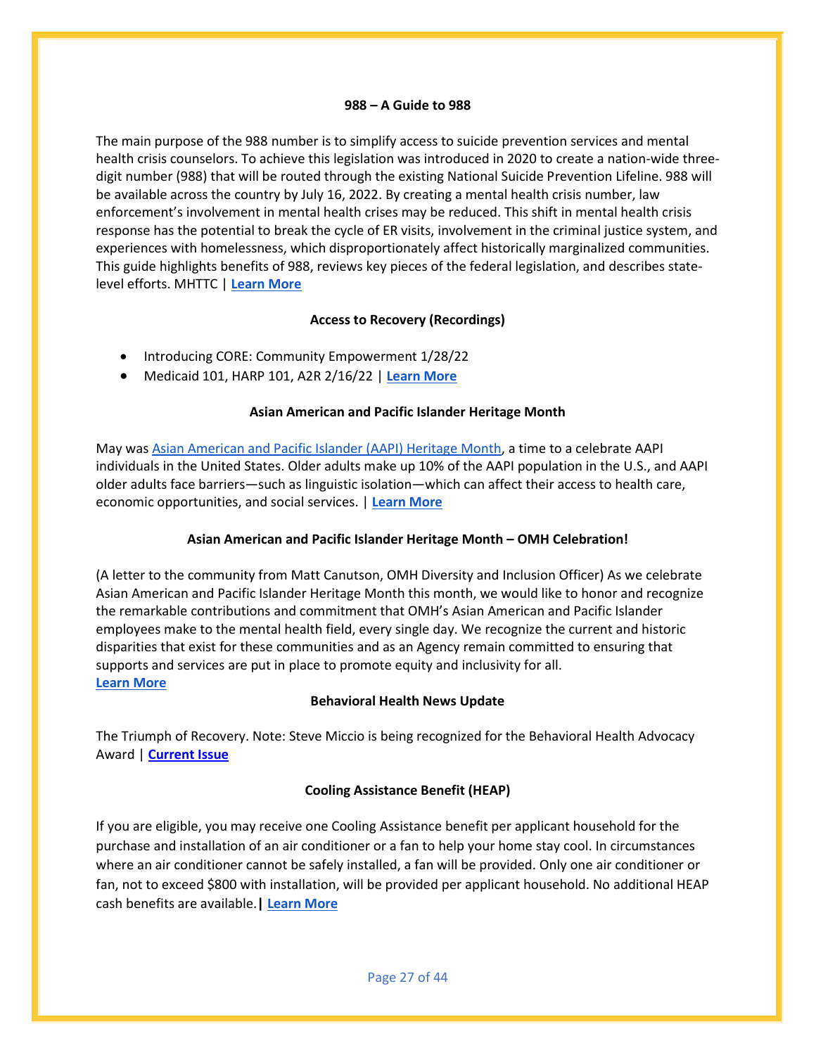### 988 – A Guide to 988

The main purpose of the 988 number is to simplify access to suicide prevention services and mental health crisis counselors. To achieve this legislation was introduced in 2020 to create a nation-wide three-digit number (988) that will be routed through the existing National Suicide Prevention Lifeline. 988 will be available across the country by July 16, 2022. By creating a mental health crisis number, law enforcement's involvement in mental health crises may be reduced. This shift in mental health crisis response has the potential to break the cycle of ER visits, involvement in the criminal justice system, and experiences with homelessness, which disproportionately affect historically marginalized communities. This guide highlights benefits of 988, reviews key pieces of the federal legislation, and describes state-level efforts. MHTTC | **Learn More**

### Access to Recovery (Recordings)

- Introducing CORE: Community Empowerment 1/28/22
- Medicaid 101, HARP 101, A2R 2/16/22 | **Learn More**

### Asian American and Pacific Islander Heritage Month

May was Asian American and Pacific Islander (AAPI) Heritage Month, a time to a celebrate AAPI individuals in the United States. Older adults make up 10% of the AAPI population in the U.S., and AAPI older adults face barriers—such as linguistic isolation—which can affect their access to health care, economic opportunities, and social services. | **Learn More**

### Asian American and Pacific Islander Heritage Month – OMH Celebration!

(A letter to the community from Matt Canutson, OMH Diversity and Inclusion Officer) As we celebrate Asian American and Pacific Islander Heritage Month this month, we would like to honor and recognize the remarkable contributions and commitment that OMH's Asian American and Pacific Islander employees make to the mental health field, every single day. We recognize the current and historic disparities that exist for these communities and as an Agency remain committed to ensuring that supports and services are put in place to promote equity and inclusivity for all.
**Learn More**

### Behavioral Health News Update

The Triumph of Recovery. Note: Steve Miccio is being recognized for the Behavioral Health Advocacy Award | **Current Issue**

### Cooling Assistance Benefit (HEAP)

If you are eligible, you may receive one Cooling Assistance benefit per applicant household for the purchase and installation of an air conditioner or a fan to help your home stay cool. In circumstances where an air conditioner cannot be safely installed, a fan will be provided. Only one air conditioner or fan, not to exceed $800 with installation, will be provided per applicant household. No additional HEAP cash benefits are available. **| Learn More**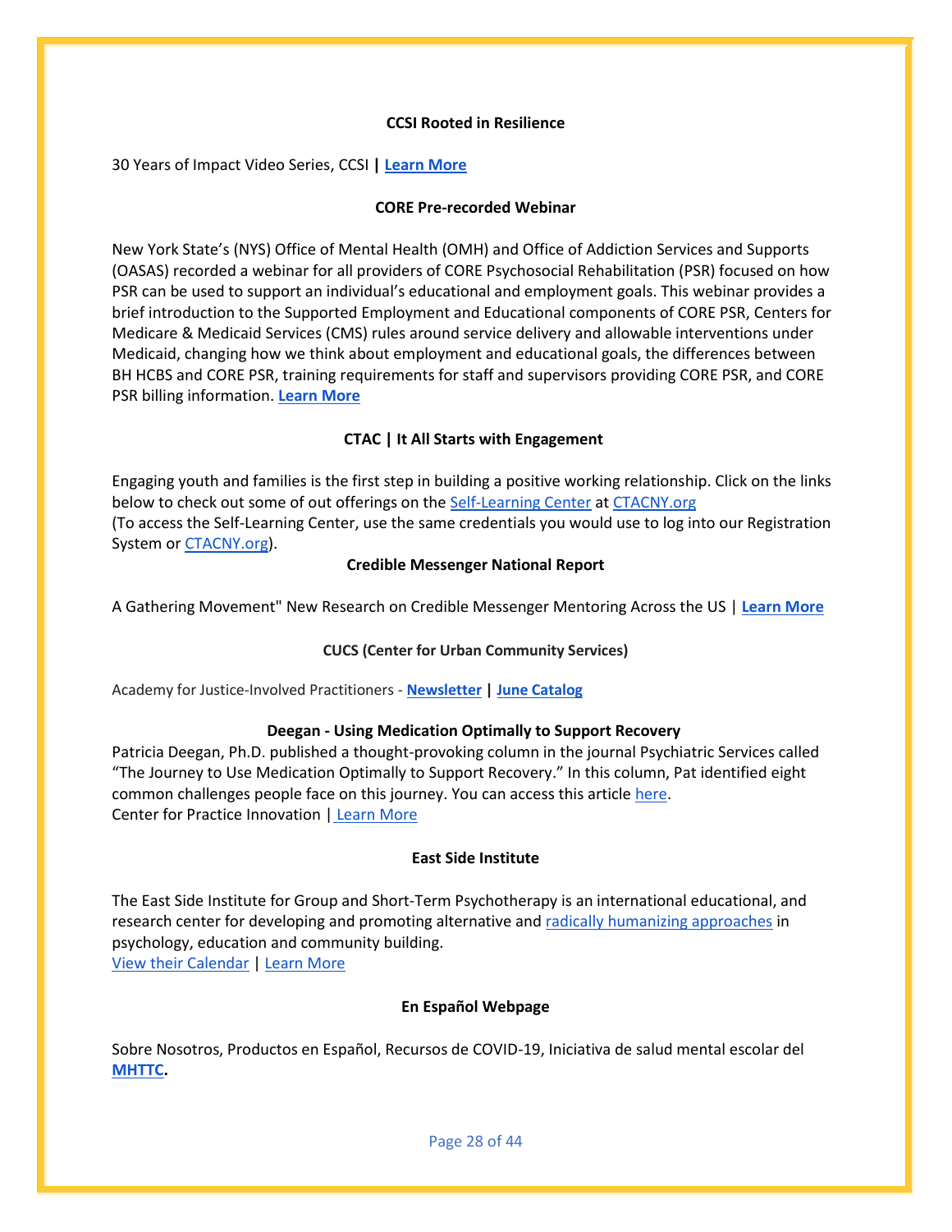**CCSI Rooted in Resilience**

30 Years of Impact Video Series, CCSI **| Learn More**

**CORE Pre-recorded Webinar**

New York State's (NYS) Office of Mental Health (OMH) and Office of Addiction Services and Supports (OASAS) recorded a webinar for all providers of CORE Psychosocial Rehabilitation (PSR) focused on how PSR can be used to support an individual's educational and employment goals. This webinar provides a brief introduction to the Supported Employment and Educational components of CORE PSR, Centers for Medicare & Medicaid Services (CMS) rules around service delivery and allowable interventions under Medicaid, changing how we think about employment and educational goals, the differences between BH HCBS and CORE PSR, training requirements for staff and supervisors providing CORE PSR, and CORE PSR billing information. **Learn More**

**CTAC | It All Starts with Engagement**

Engaging youth and families is the first step in building a positive working relationship. Click on the links below to check out some of out offerings on the Self-Learning Center at CTACNY.org
(To access the Self-Learning Center, use the same credentials you would use to log into our Registration System or CTACNY.org).

**Credible Messenger National Report**

A Gathering Movement" New Research on Credible Messenger Mentoring Across the US | **Learn More**

**CUCS (Center for Urban Community Services)**

Academy for Justice-Involved Practitioners - **Newsletter | June Catalog**

**Deegan - Using Medication Optimally to Support Recovery**

Patricia Deegan, Ph.D. published a thought-provoking column in the journal Psychiatric Services called "The Journey to Use Medication Optimally to Support Recovery." In this column, Pat identified eight common challenges people face on this journey. You can access this article here.
Center for Practice Innovation | Learn More

**East Side Institute**

The East Side Institute for Group and Short-Term Psychotherapy is an international educational, and research center for developing and promoting alternative and radically humanizing approaches in psychology, education and community building.
View their Calendar | Learn More

**En Español Webpage**

Sobre Nosotros, Productos en Español, Recursos de COVID-19, Iniciativa de salud mental escolar del **MHTTC.**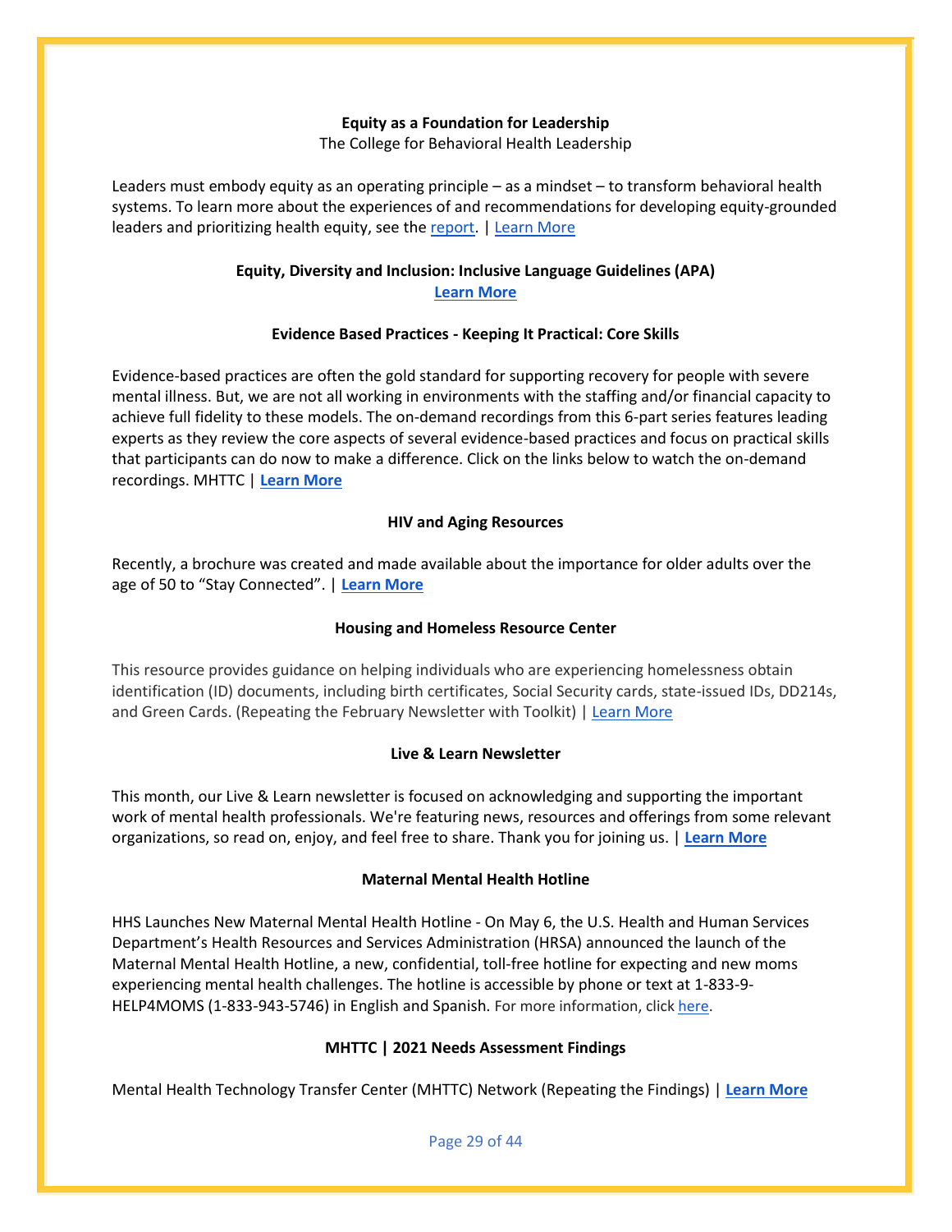**Equity as a Foundation for Leadership**

The College for Behavioral Health Leadership

Leaders must embody equity as an operating principle – as a mindset – to transform behavioral health systems. To learn more about the experiences of and recommendations for developing equity-grounded leaders and prioritizing health equity, see the report. | Learn More

**Equity, Diversity and Inclusion: Inclusive Language Guidelines (APA)**

**Learn More**

**Evidence Based Practices - Keeping It Practical: Core Skills**

Evidence-based practices are often the gold standard for supporting recovery for people with severe mental illness. But, we are not all working in environments with the staffing and/or financial capacity to achieve full fidelity to these models. The on-demand recordings from this 6-part series features leading experts as they review the core aspects of several evidence-based practices and focus on practical skills that participants can do now to make a difference. Click on the links below to watch the on-demand recordings. MHTTC | **Learn More**

**HIV and Aging Resources**

Recently, a brochure was created and made available about the importance for older adults over the age of 50 to "Stay Connected". | **Learn More**

**Housing and Homeless Resource Center**

This resource provides guidance on helping individuals who are experiencing homelessness obtain identification (ID) documents, including birth certificates, Social Security cards, state-issued IDs, DD214s, and Green Cards. (Repeating the February Newsletter with Toolkit) | Learn More

**Live & Learn Newsletter**

This month, our Live & Learn newsletter is focused on acknowledging and supporting the important work of mental health professionals. We're featuring news, resources and offerings from some relevant organizations, so read on, enjoy, and feel free to share. Thank you for joining us. | **Learn More**

**Maternal Mental Health Hotline**

HHS Launches New Maternal Mental Health Hotline - On May 6, the U.S. Health and Human Services Department's Health Resources and Services Administration (HRSA) announced the launch of the Maternal Mental Health Hotline, a new, confidential, toll-free hotline for expecting and new moms experiencing mental health challenges. The hotline is accessible by phone or text at 1-833-9-HELP4MOMS (1-833-943-5746) in English and Spanish. For more information, click here.

**MHTTC | 2021 Needs Assessment Findings**

Mental Health Technology Transfer Center (MHTTC) Network (Repeating the Findings) | **Learn More**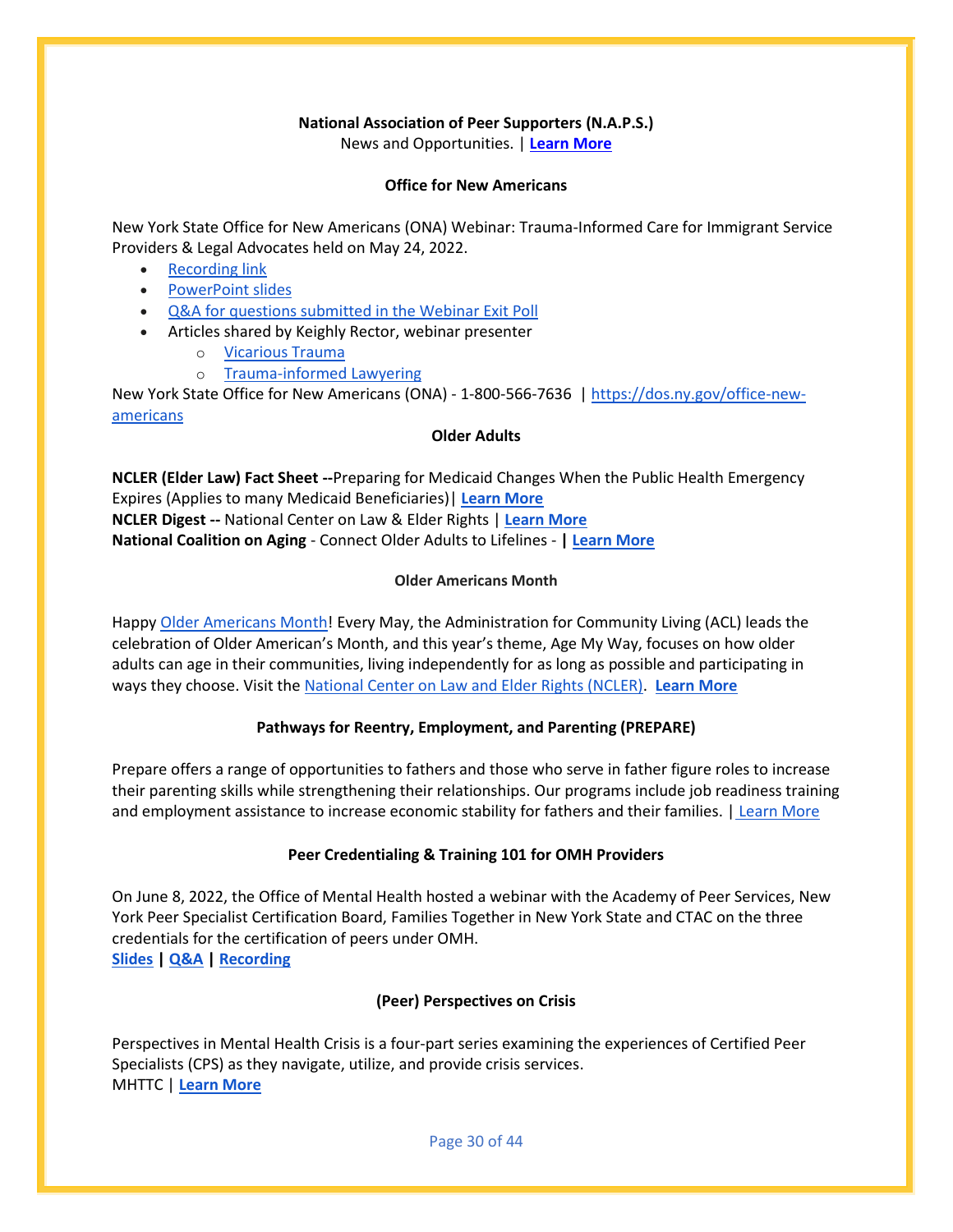**National Association of Peer Supporters (N.A.P.S.)**

News and Opportunities. | **Learn More**

**Office for New Americans**

New York State Office for New Americans (ONA) Webinar: Trauma-Informed Care for Immigrant Service Providers & Legal Advocates held on May 24, 2022.

- Recording link
- PowerPoint slides
- Q&A for questions submitted in the Webinar Exit Poll
- Articles shared by Keighly Rector, webinar presenter
  - Vicarious Trauma
  - Trauma-informed Lawyering

New York State Office for New Americans (ONA) - 1-800-566-7636 | https://dos.ny.gov/office-new-americans

**Older Adults**

**NCLER (Elder Law) Fact Sheet --**Preparing for Medicaid Changes When the Public Health Emergency Expires (Applies to many Medicaid Beneficiaries)| **Learn More**
**NCLER Digest --** National Center on Law & Elder Rights | **Learn More**
**National Coalition on Aging** - Connect Older Adults to Lifelines - **| Learn More**

**Older Americans Month**

Happy Older Americans Month! Every May, the Administration for Community Living (ACL) leads the celebration of Older American's Month, and this year's theme, Age My Way, focuses on how older adults can age in their communities, living independently for as long as possible and participating in ways they choose. Visit the National Center on Law and Elder Rights (NCLER). **Learn More**

**Pathways for Reentry, Employment, and Parenting (PREPARE)**

Prepare offers a range of opportunities to fathers and those who serve in father figure roles to increase their parenting skills while strengthening their relationships. Our programs include job readiness training and employment assistance to increase economic stability for fathers and their families. | Learn More

**Peer Credentialing & Training 101 for OMH Providers**

On June 8, 2022, the Office of Mental Health hosted a webinar with the Academy of Peer Services, New York Peer Specialist Certification Board, Families Together in New York State and CTAC on the three credentials for the certification of peers under OMH.
**Slides | Q&A | Recording**

**(Peer) Perspectives on Crisis**

Perspectives in Mental Health Crisis is a four-part series examining the experiences of Certified Peer Specialists (CPS) as they navigate, utilize, and provide crisis services.
MHTTC | **Learn More**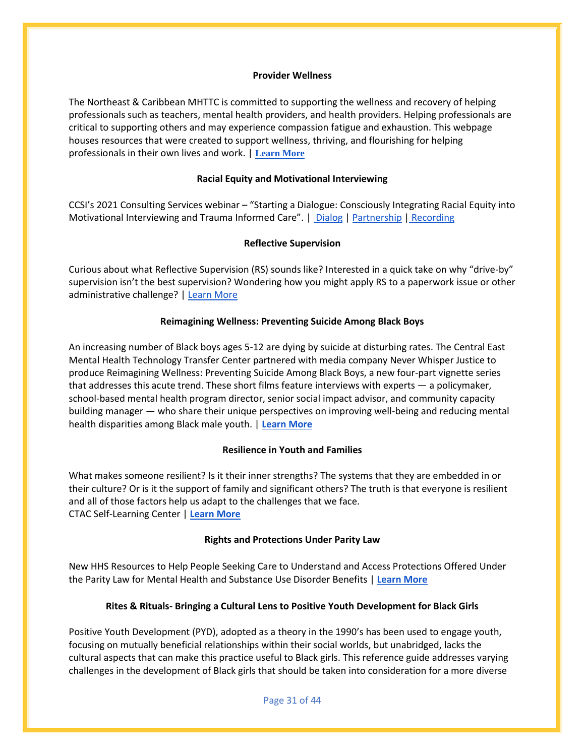### Provider Wellness

The Northeast & Caribbean MHTTC is committed to supporting the wellness and recovery of helping professionals such as teachers, mental health providers, and health providers. Helping professionals are critical to supporting others and may experience compassion fatigue and exhaustion. This webpage houses resources that were created to support wellness, thriving, and flourishing for helping professionals in their own lives and work. | **Learn More**

### Racial Equity and Motivational Interviewing

CCSI's 2021 Consulting Services webinar – "Starting a Dialogue: Consciously Integrating Racial Equity into Motivational Interviewing and Trauma Informed Care". | Dialog | Partnership | Recording

### Reflective Supervision

Curious about what Reflective Supervision (RS) sounds like? Interested in a quick take on why "drive-by" supervision isn't the best supervision? Wondering how you might apply RS to a paperwork issue or other administrative challenge? | Learn More

### Reimagining Wellness: Preventing Suicide Among Black Boys

An increasing number of Black boys ages 5-12 are dying by suicide at disturbing rates. The Central East Mental Health Technology Transfer Center partnered with media company Never Whisper Justice to produce Reimagining Wellness: Preventing Suicide Among Black Boys, a new four-part vignette series that addresses this acute trend. These short films feature interviews with experts — a policymaker, school-based mental health program director, senior social impact advisor, and community capacity building manager — who share their unique perspectives on improving well-being and reducing mental health disparities among Black male youth. | **Learn More**

### Resilience in Youth and Families

What makes someone resilient? Is it their inner strengths? The systems that they are embedded in or their culture? Or is it the support of family and significant others? The truth is that everyone is resilient and all of those factors help us adapt to the challenges that we face.
CTAC Self-Learning Center | **Learn More**

### Rights and Protections Under Parity Law

New HHS Resources to Help People Seeking Care to Understand and Access Protections Offered Under the Parity Law for Mental Health and Substance Use Disorder Benefits | **Learn More**

### Rites & Rituals- Bringing a Cultural Lens to Positive Youth Development for Black Girls

Positive Youth Development (PYD), adopted as a theory in the 1990's has been used to engage youth, focusing on mutually beneficial relationships within their social worlds, but unabridged, lacks the cultural aspects that can make this practice useful to Black girls. This reference guide addresses varying challenges in the development of Black girls that should be taken into consideration for a more diverse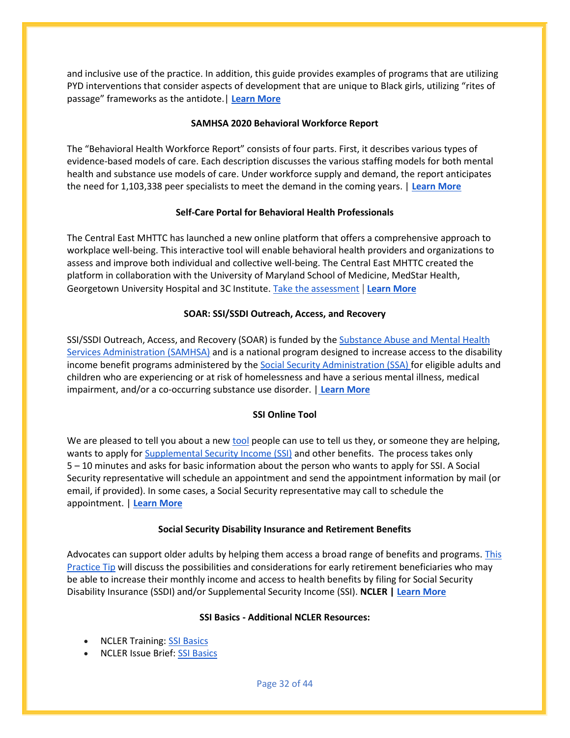and inclusive use of the practice. In addition, this guide provides examples of programs that are utilizing PYD interventions that consider aspects of development that are unique to Black girls, utilizing "rites of passage" frameworks as the antidote.| **Learn More**

### SAMHSA 2020 Behavioral Workforce Report

The "Behavioral Health Workforce Report" consists of four parts. First, it describes various types of evidence-based models of care. Each description discusses the various staffing models for both mental health and substance use models of care. Under workforce supply and demand, the report anticipates the need for 1,103,338 peer specialists to meet the demand in the coming years. | **Learn More**

### Self-Care Portal for Behavioral Health Professionals

The Central East MHTTC has launched a new online platform that offers a comprehensive approach to workplace well-being. This interactive tool will enable behavioral health providers and organizations to assess and improve both individual and collective well-being. The Central East MHTTC created the platform in collaboration with the University of Maryland School of Medicine, MedStar Health, Georgetown University Hospital and 3C Institute. Take the assessment | **Learn More**

### SOAR: SSI/SSDI Outreach, Access, and Recovery

SSI/SSDI Outreach, Access, and Recovery (SOAR) is funded by the Substance Abuse and Mental Health Services Administration (SAMHSA) and is a national program designed to increase access to the disability income benefit programs administered by the Social Security Administration (SSA) for eligible adults and children who are experiencing or at risk of homelessness and have a serious mental illness, medical impairment, and/or a co-occurring substance use disorder. | **Learn More**

### SSI Online Tool

We are pleased to tell you about a new tool people can use to tell us they, or someone they are helping, wants to apply for Supplemental Security Income (SSI) and other benefits. The process takes only 5 – 10 minutes and asks for basic information about the person who wants to apply for SSI. A Social Security representative will schedule an appointment and send the appointment information by mail (or email, if provided). In some cases, a Social Security representative may call to schedule the appointment. | **Learn More**

### Social Security Disability Insurance and Retirement Benefits

Advocates can support older adults by helping them access a broad range of benefits and programs. This Practice Tip will discuss the possibilities and considerations for early retirement beneficiaries who may be able to increase their monthly income and access to health benefits by filing for Social Security Disability Insurance (SSDI) and/or Supplemental Security Income (SSI). **NCLER | Learn More**

### SSI Basics - Additional NCLER Resources:

- NCLER Training: SSI Basics
- NCLER Issue Brief: SSI Basics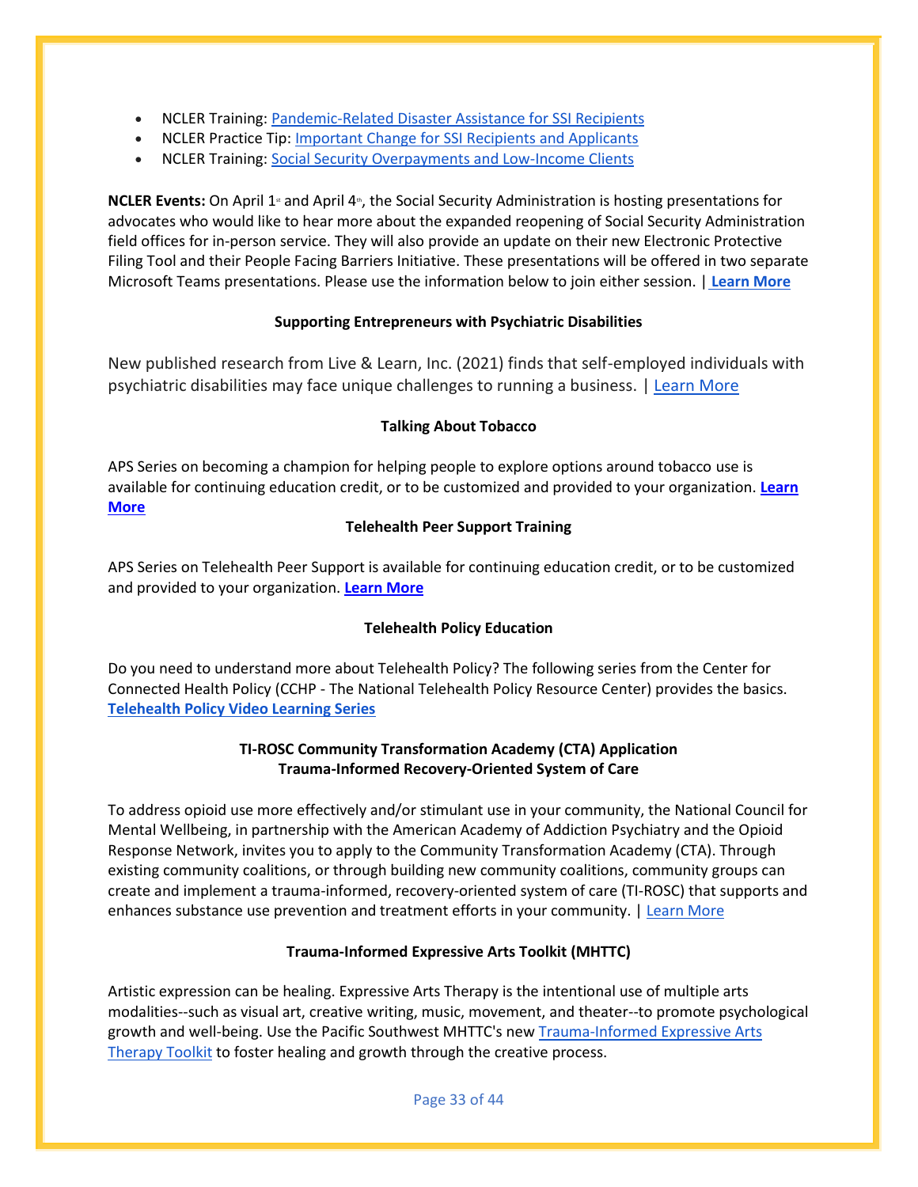- NCLER Training: Pandemic-Related Disaster Assistance for SSI Recipients
- NCLER Practice Tip: Important Change for SSI Recipients and Applicants
- NCLER Training: Social Security Overpayments and Low-Income Clients

**NCLER Events:** On April 1st and April 4th, the Social Security Administration is hosting presentations for advocates who would like to hear more about the expanded reopening of Social Security Administration field offices for in-person service. They will also provide an update on their new Electronic Protective Filing Tool and their People Facing Barriers Initiative. These presentations will be offered in two separate Microsoft Teams presentations. Please use the information below to join either session. | **Learn More**

**Supporting Entrepreneurs with Psychiatric Disabilities**

New published research from Live & Learn, Inc. (2021) finds that self-employed individuals with psychiatric disabilities may face unique challenges to running a business. | Learn More

**Talking About Tobacco**

APS Series on becoming a champion for helping people to explore options around tobacco use is available for continuing education credit, or to be customized and provided to your organization. **Learn More**

**Telehealth Peer Support Training**

APS Series on Telehealth Peer Support is available for continuing education credit, or to be customized and provided to your organization. **Learn More**

**Telehealth Policy Education**

Do you need to understand more about Telehealth Policy? The following series from the Center for Connected Health Policy (CCHP - The National Telehealth Policy Resource Center) provides the basics. **Telehealth Policy Video Learning Series**

**TI-ROSC Community Transformation Academy (CTA) Application**
**Trauma-Informed Recovery-Oriented System of Care**

To address opioid use more effectively and/or stimulant use in your community, the National Council for Mental Wellbeing, in partnership with the American Academy of Addiction Psychiatry and the Opioid Response Network, invites you to apply to the Community Transformation Academy (CTA). Through existing community coalitions, or through building new community coalitions, community groups can create and implement a trauma-informed, recovery-oriented system of care (TI-ROSC) that supports and enhances substance use prevention and treatment efforts in your community. | Learn More

**Trauma-Informed Expressive Arts Toolkit (MHTTC)**

Artistic expression can be healing. Expressive Arts Therapy is the intentional use of multiple arts modalities--such as visual art, creative writing, music, movement, and theater--to promote psychological growth and well-being. Use the Pacific Southwest MHTTC's new Trauma-Informed Expressive Arts Therapy Toolkit to foster healing and growth through the creative process.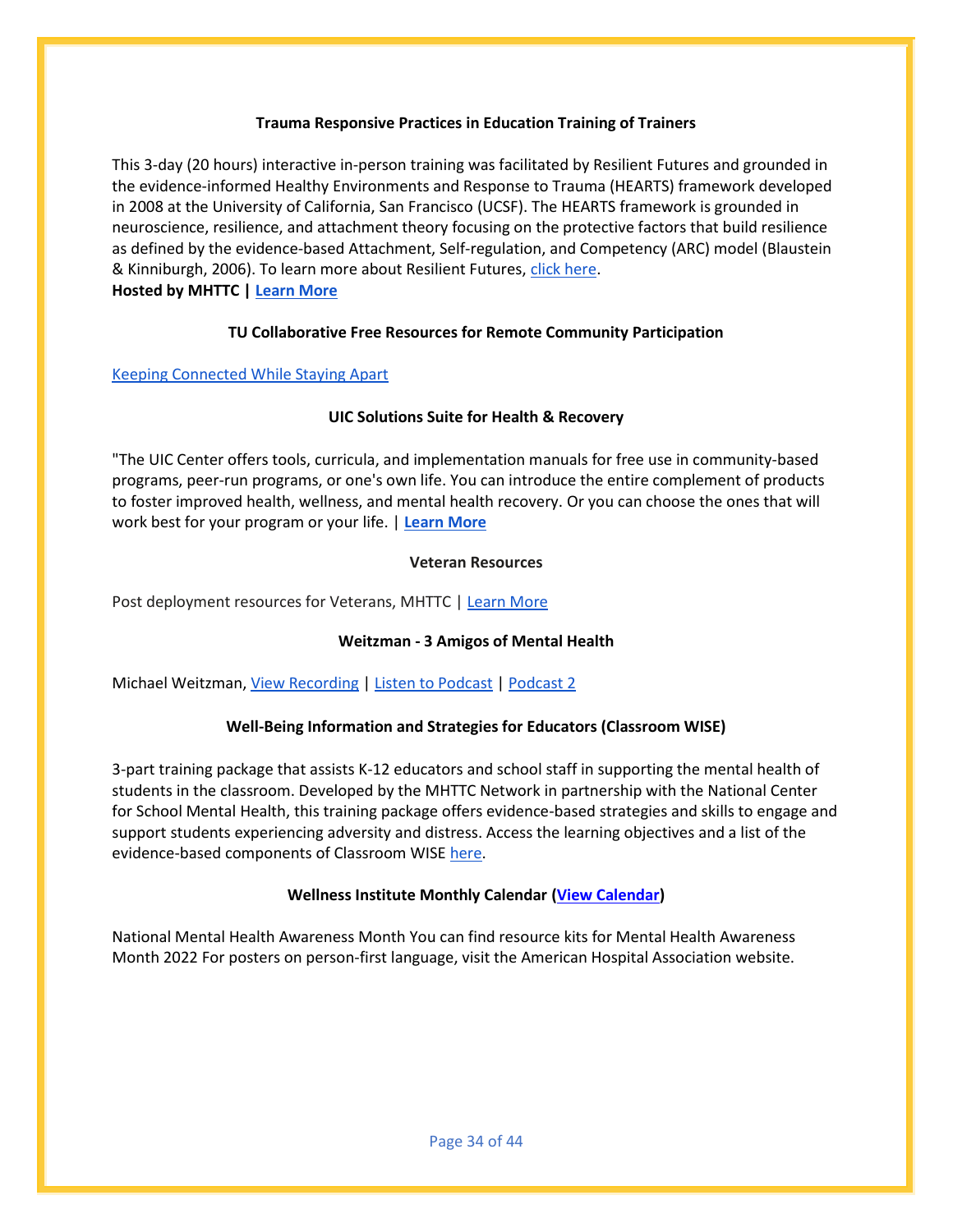### Trauma Responsive Practices in Education Training of Trainers

This 3-day (20 hours) interactive in-person training was facilitated by Resilient Futures and grounded in the evidence-informed Healthy Environments and Response to Trauma (HEARTS) framework developed in 2008 at the University of California, San Francisco (UCSF). The HEARTS framework is grounded in neuroscience, resilience, and attachment theory focusing on the protective factors that build resilience as defined by the evidence-based Attachment, Self-regulation, and Competency (ARC) model (Blaustein & Kinniburgh, 2006). To learn more about Resilient Futures, click here.
**Hosted by MHTTC | Learn More**

### TU Collaborative Free Resources for Remote Community Participation

Keeping Connected While Staying Apart

### UIC Solutions Suite for Health & Recovery

"The UIC Center offers tools, curricula, and implementation manuals for free use in community-based programs, peer-run programs, or one's own life. You can introduce the entire complement of products to foster improved health, wellness, and mental health recovery. Or you can choose the ones that will work best for your program or your life. | **Learn More**

### Veteran Resources

Post deployment resources for Veterans, MHTTC | Learn More

### Weitzman - 3 Amigos of Mental Health

Michael Weitzman, View Recording | Listen to Podcast | Podcast 2

### Well-Being Information and Strategies for Educators (Classroom WISE)

3-part training package that assists K-12 educators and school staff in supporting the mental health of students in the classroom. Developed by the MHTTC Network in partnership with the National Center for School Mental Health, this training package offers evidence-based strategies and skills to engage and support students experiencing adversity and distress. Access the learning objectives and a list of the evidence-based components of Classroom WISE here.

### Wellness Institute Monthly Calendar (View Calendar)

National Mental Health Awareness Month You can find resource kits for Mental Health Awareness Month 2022 For posters on person-first language, visit the American Hospital Association website.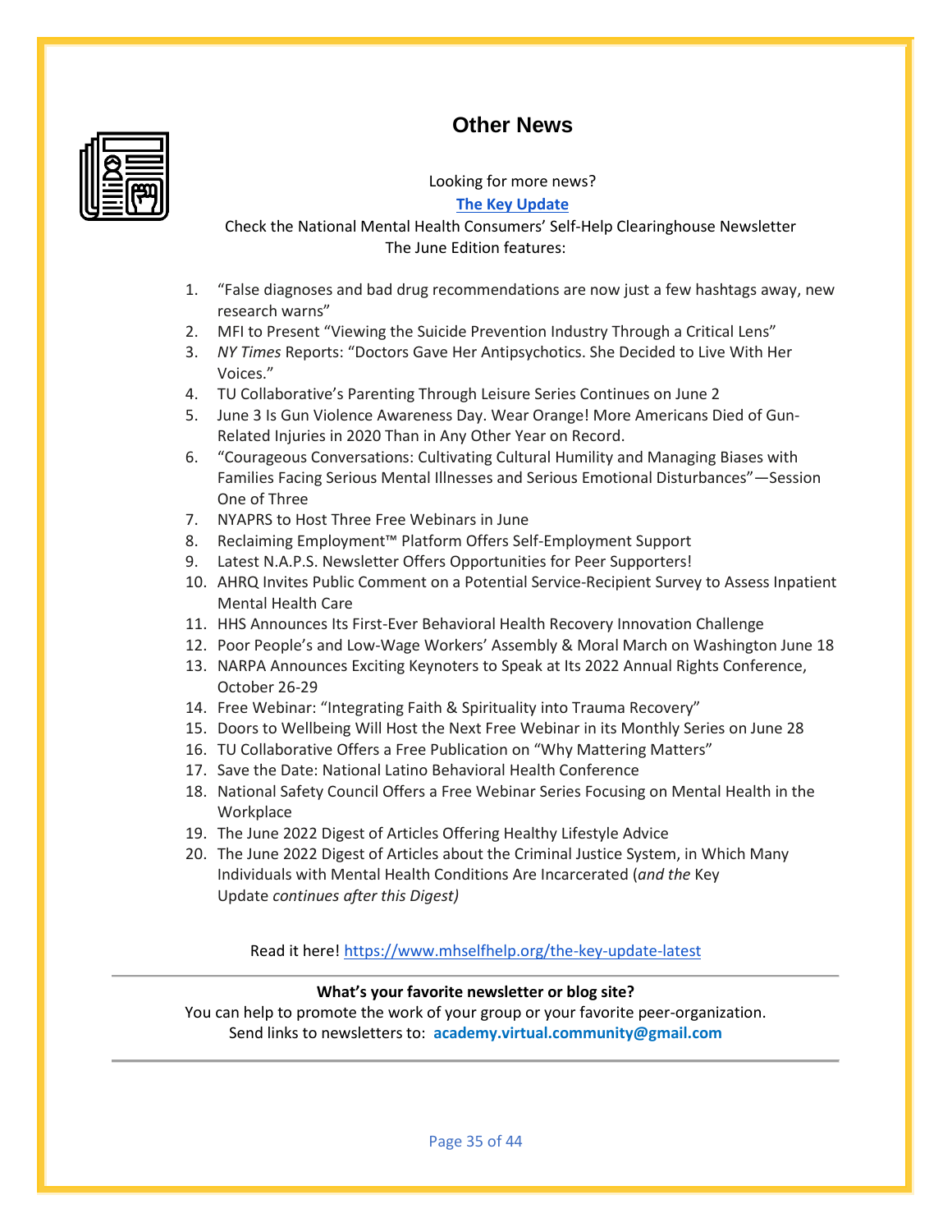## Other News

Looking for more news?

**The Key Update**

Check the National Mental Health Consumers' Self-Help Clearinghouse Newsletter
The June Edition features:

1. "False diagnoses and bad drug recommendations are now just a few hashtags away, new research warns"
2. MFI to Present "Viewing the Suicide Prevention Industry Through a Critical Lens"
3. *NY Times* Reports: "Doctors Gave Her Antipsychotics. She Decided to Live With Her Voices."
4. TU Collaborative's Parenting Through Leisure Series Continues on June 2
5. June 3 Is Gun Violence Awareness Day. Wear Orange! More Americans Died of Gun-Related Injuries in 2020 Than in Any Other Year on Record.
6. "Courageous Conversations: Cultivating Cultural Humility and Managing Biases with Families Facing Serious Mental Illnesses and Serious Emotional Disturbances"—Session One of Three
7. NYAPRS to Host Three Free Webinars in June
8. Reclaiming Employment™ Platform Offers Self-Employment Support
9. Latest N.A.P.S. Newsletter Offers Opportunities for Peer Supporters!
10. AHRQ Invites Public Comment on a Potential Service-Recipient Survey to Assess Inpatient Mental Health Care
11. HHS Announces Its First-Ever Behavioral Health Recovery Innovation Challenge
12. Poor People's and Low-Wage Workers' Assembly & Moral March on Washington June 18
13. NARPA Announces Exciting Keynoters to Speak at Its 2022 Annual Rights Conference, October 26-29
14. Free Webinar: "Integrating Faith & Spirituality into Trauma Recovery"
15. Doors to Wellbeing Will Host the Next Free Webinar in its Monthly Series on June 28
16. TU Collaborative Offers a Free Publication on "Why Mattering Matters"
17. Save the Date: National Latino Behavioral Health Conference
18. National Safety Council Offers a Free Webinar Series Focusing on Mental Health in the Workplace
19. The June 2022 Digest of Articles Offering Healthy Lifestyle Advice
20. The June 2022 Digest of Articles about the Criminal Justice System, in Which Many Individuals with Mental Health Conditions Are Incarcerated (*and the* Key Update *continues after this Digest)*

Read it here! https://www.mhselfhelp.org/the-key-update-latest

---

**What's your favorite newsletter or blog site?**

You can help to promote the work of your group or your favorite peer-organization.
Send links to newsletters to: **academy.virtual.community@gmail.com**

---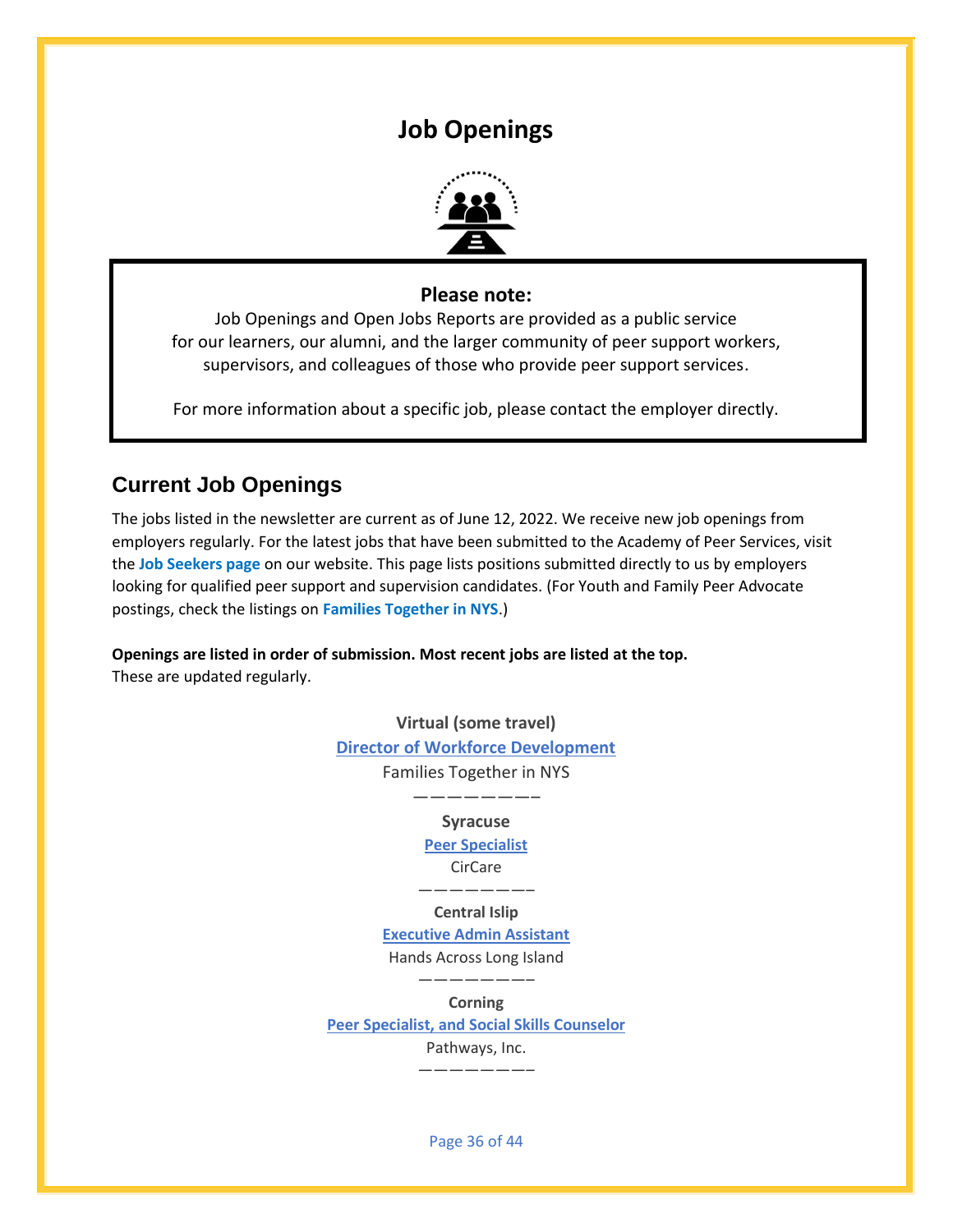# Job Openings

**Please note:**

Job Openings and Open Jobs Reports are provided as a public service for our learners, our alumni, and the larger community of peer support workers, supervisors, and colleagues of those who provide peer support services.

For more information about a specific job, please contact the employer directly.

## Current Job Openings

The jobs listed in the newsletter are current as of June 12, 2022. We receive new job openings from employers regularly. For the latest jobs that have been submitted to the Academy of Peer Services, visit the **Job Seekers page** on our website. This page lists positions submitted directly to us by employers looking for qualified peer support and supervision candidates. (For Youth and Family Peer Advocate postings, check the listings on **Families Together in NYS**.)

**Openings are listed in order of submission. Most recent jobs are listed at the top.**
These are updated regularly.

**Virtual (some travel)**
**Director of Workforce Development**
Families Together in NYS

————————

**Syracuse**
**Peer Specialist**
CirCare

————————

**Central Islip**
**Executive Admin Assistant**
Hands Across Long Island

————————

**Corning**
**Peer Specialist, and Social Skills Counselor**
Pathways, Inc.

————————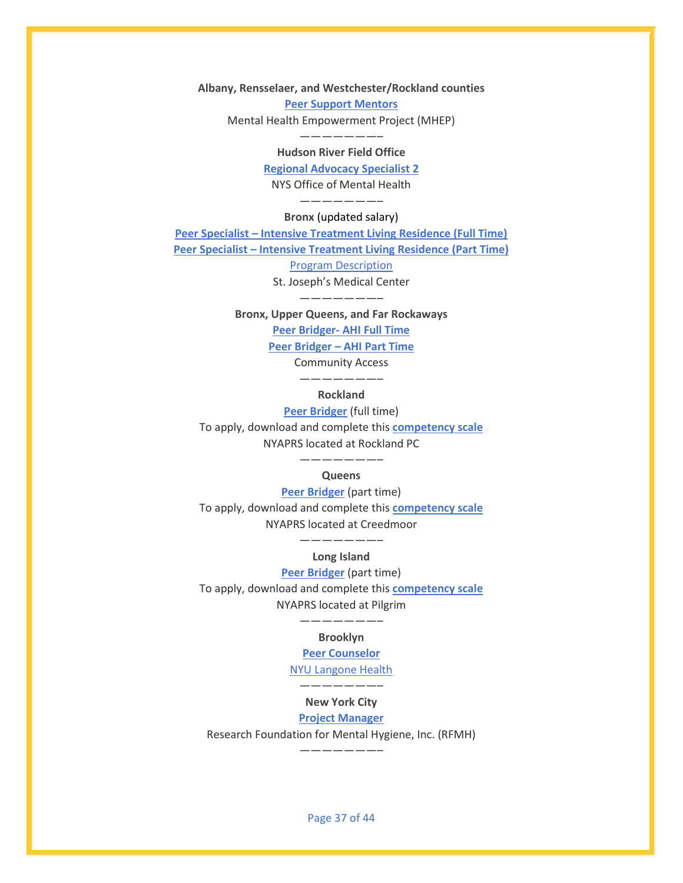**Albany, Rensselaer, and Westchester/Rockland counties**

**Peer Support Mentors**

Mental Health Empowerment Project (MHEP)

————————

**Hudson River Field Office**

**Regional Advocacy Specialist 2**

NYS Office of Mental Health

————————

**Bronx** (updated salary)

**Peer Specialist – Intensive Treatment Living Residence (Full Time)**

**Peer Specialist – Intensive Treatment Living Residence (Part Time)**

Program Description

St. Joseph's Medical Center

————————

**Bronx, Upper Queens, and Far Rockaways**

**Peer Bridger- AHI Full Time**

**Peer Bridger – AHI Part Time**

Community Access

————————

**Rockland**

**Peer Bridger** (full time)

To apply, download and complete this **competency scale**

NYAPRS located at Rockland PC

————————

**Queens**

**Peer Bridger** (part time)

To apply, download and complete this **competency scale**

NYAPRS located at Creedmoor

————————

**Long Island**

**Peer Bridger** (part time)

To apply, download and complete this **competency scale**

NYAPRS located at Pilgrim

————————

**Brooklyn**

**Peer Counselor**

NYU Langone Health

————————

**New York City**

**Project Manager**

Research Foundation for Mental Hygiene, Inc. (RFMH)

————————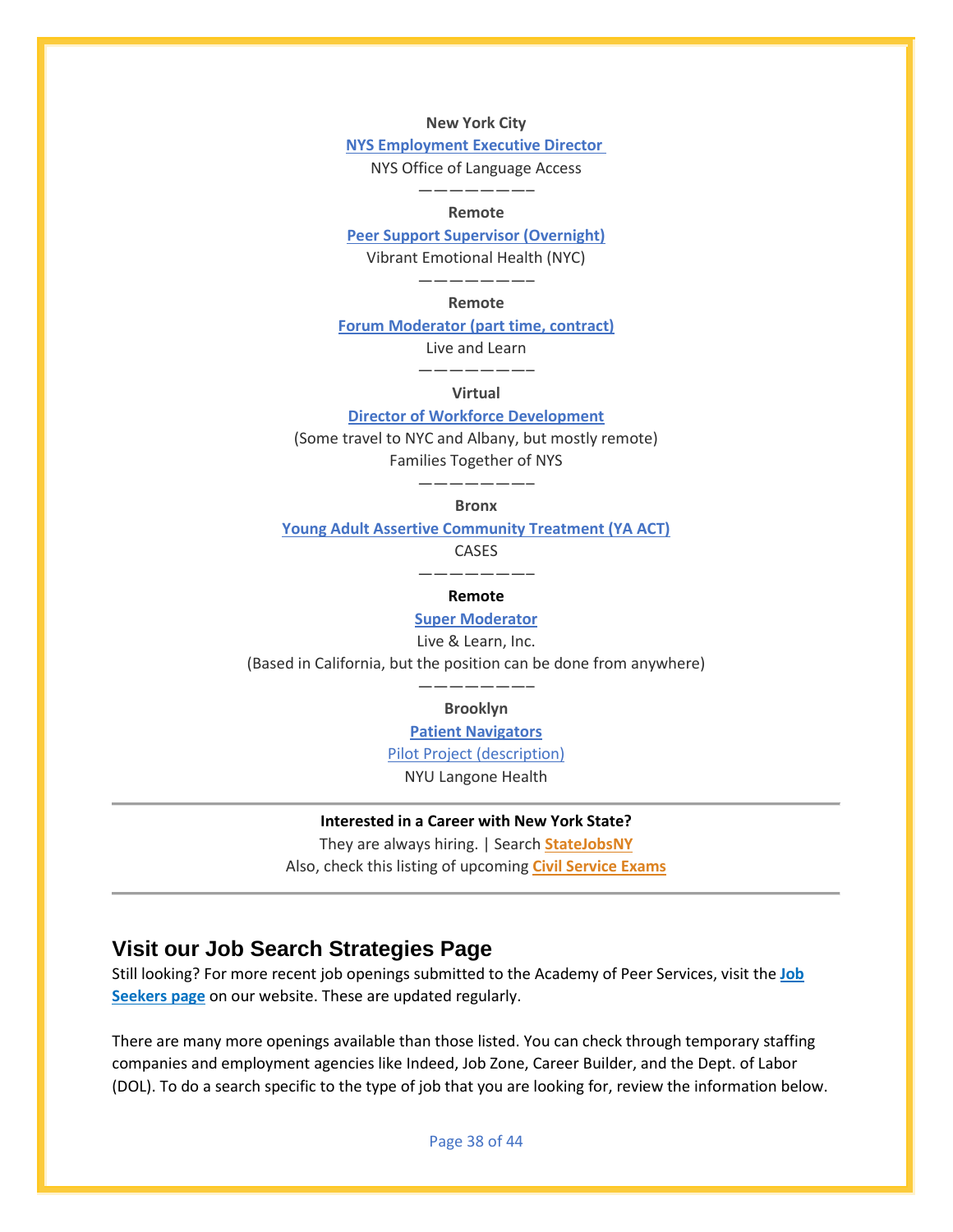**New York City**

**NYS Employment Executive Director**

NYS Office of Language Access

————————

**Remote**

**Peer Support Supervisor (Overnight)**

Vibrant Emotional Health (NYC)

————————

**Remote**

**Forum Moderator (part time, contract)**

Live and Learn

————————

**Virtual**

**Director of Workforce Development**

(Some travel to NYC and Albany, but mostly remote)

Families Together of NYS

————————

**Bronx**

**Young Adult Assertive Community Treatment (YA ACT)**

CASES

————————

**Remote**

**Super Moderator**

Live & Learn, Inc.

(Based in California, but the position can be done from anywhere)

————————

**Brooklyn**

**Patient Navigators**

Pilot Project (description)

NYU Langone Health

---

**Interested in a Career with New York State?**

They are always hiring. | Search **StateJobsNY**

Also, check this listing of upcoming **Civil Service Exams**

---

## Visit our Job Search Strategies Page

Still looking? For more recent job openings submitted to the Academy of Peer Services, visit the **Job Seekers page** on our website. These are updated regularly.

There are many more openings available than those listed. You can check through temporary staffing companies and employment agencies like Indeed, Job Zone, Career Builder, and the Dept. of Labor (DOL). To do a search specific to the type of job that you are looking for, review the information below.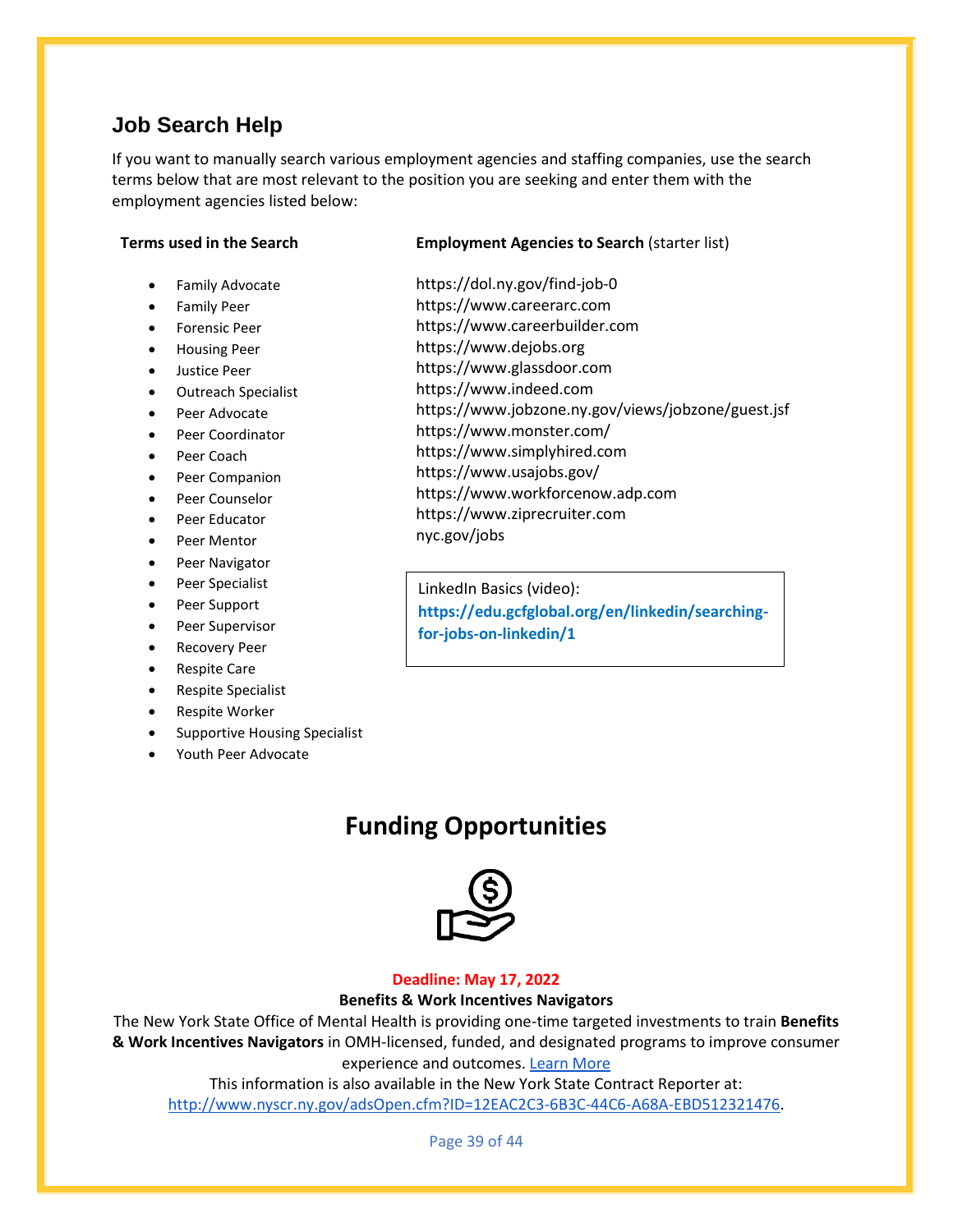## Job Search Help

If you want to manually search various employment agencies and staffing companies, use the search terms below that are most relevant to the position you are seeking and enter them with the employment agencies listed below:

**Terms used in the Search**

- Family Advocate
- Family Peer
- Forensic Peer
- Housing Peer
- Justice Peer
- Outreach Specialist
- Peer Advocate
- Peer Coordinator
- Peer Coach
- Peer Companion
- Peer Counselor
- Peer Educator
- Peer Mentor
- Peer Navigator
- Peer Specialist
- Peer Support
- Peer Supervisor
- Recovery Peer
- Respite Care
- Respite Specialist
- Respite Worker
- Supportive Housing Specialist
- Youth Peer Advocate

**Employment Agencies to Search** (starter list)

https://dol.ny.gov/find-job-0
https://www.careerarc.com
https://www.careerbuilder.com
https://www.dejobs.org
https://www.glassdoor.com
https://www.indeed.com
https://www.jobzone.ny.gov/views/jobzone/guest.jsf
https://www.monster.com/
https://www.simplyhired.com
https://www.usajobs.gov/
https://www.workforcenow.adp.com
https://www.ziprecruiter.com
nyc.gov/jobs

LinkedIn Basics (video):
**https://edu.gcfglobal.org/en/linkedin/searching-for-jobs-on-linkedin/1**

# Funding Opportunities

**Deadline: May 17, 2022**

**Benefits & Work Incentives Navigators**

The New York State Office of Mental Health is providing one-time targeted investments to train **Benefits & Work Incentives Navigators** in OMH-licensed, funded, and designated programs to improve consumer experience and outcomes. Learn More

This information is also available in the New York State Contract Reporter at: http://www.nyscr.ny.gov/adsOpen.cfm?ID=12EAC2C3-6B3C-44C6-A68A-EBD512321476.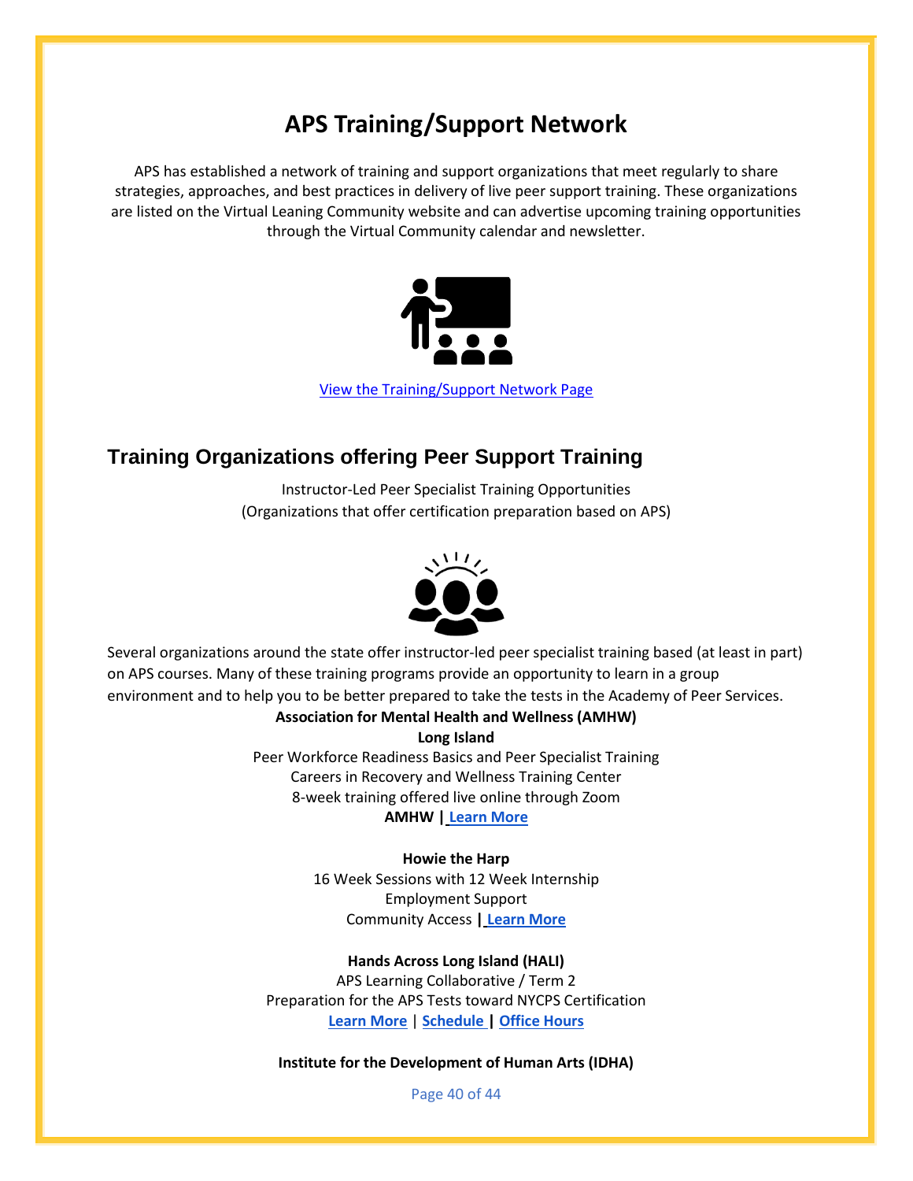# APS Training/Support Network

APS has established a network of training and support organizations that meet regularly to share strategies, approaches, and best practices in delivery of live peer support training. These organizations are listed on the Virtual Leaning Community website and can advertise upcoming training opportunities through the Virtual Community calendar and newsletter.

View the Training/Support Network Page

## Training Organizations offering Peer Support Training

Instructor-Led Peer Specialist Training Opportunities
(Organizations that offer certification preparation based on APS)

Several organizations around the state offer instructor-led peer specialist training based (at least in part) on APS courses. Many of these training programs provide an opportunity to learn in a group environment and to help you to be better prepared to take the tests in the Academy of Peer Services.

**Association for Mental Health and Wellness (AMHW)**
**Long Island**
Peer Workforce Readiness Basics and Peer Specialist Training
Careers in Recovery and Wellness Training Center
8-week training offered live online through Zoom
**AMHW | Learn More**

**Howie the Harp**
16 Week Sessions with 12 Week Internship
Employment Support
Community Access **| Learn More**

**Hands Across Long Island (HALI)**
APS Learning Collaborative / Term 2
Preparation for the APS Tests toward NYCPS Certification
**Learn More** | **Schedule** **|** **Office Hours**

**Institute for the Development of Human Arts (IDHA)**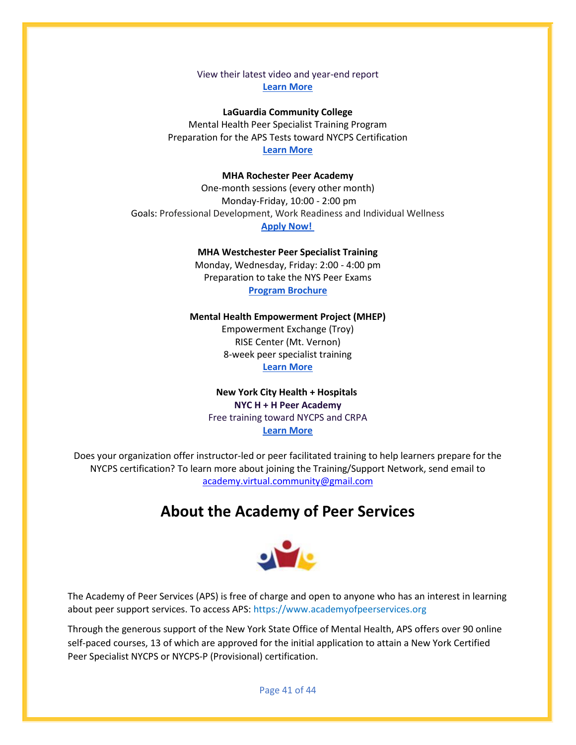View their latest video and year-end report

**Learn More**

**LaGuardia Community College**

Mental Health Peer Specialist Training Program

Preparation for the APS Tests toward NYCPS Certification

**Learn More**

**MHA Rochester Peer Academy**

One-month sessions (every other month)

Monday-Friday, 10:00 - 2:00 pm

Goals: Professional Development, Work Readiness and Individual Wellness

**Apply Now!**

**MHA Westchester Peer Specialist Training**

Monday, Wednesday, Friday: 2:00 - 4:00 pm

Preparation to take the NYS Peer Exams

**Program Brochure**

**Mental Health Empowerment Project (MHEP)**

Empowerment Exchange (Troy)

RISE Center (Mt. Vernon)

8-week peer specialist training

**Learn More**

**New York City Health + Hospitals**

**NYC H + H Peer Academy**

Free training toward NYCPS and CRPA

**Learn More**

Does your organization offer instructor-led or peer facilitated training to help learners prepare for the NYCPS certification? To learn more about joining the Training/Support Network, send email to academy.virtual.community@gmail.com

# About the Academy of Peer Services

The Academy of Peer Services (APS) is free of charge and open to anyone who has an interest in learning about peer support services. To access APS: https://www.academyofpeerservices.org

Through the generous support of the New York State Office of Mental Health, APS offers over 90 online self-paced courses, 13 of which are approved for the initial application to attain a New York Certified Peer Specialist NYCPS or NYCPS-P (Provisional) certification.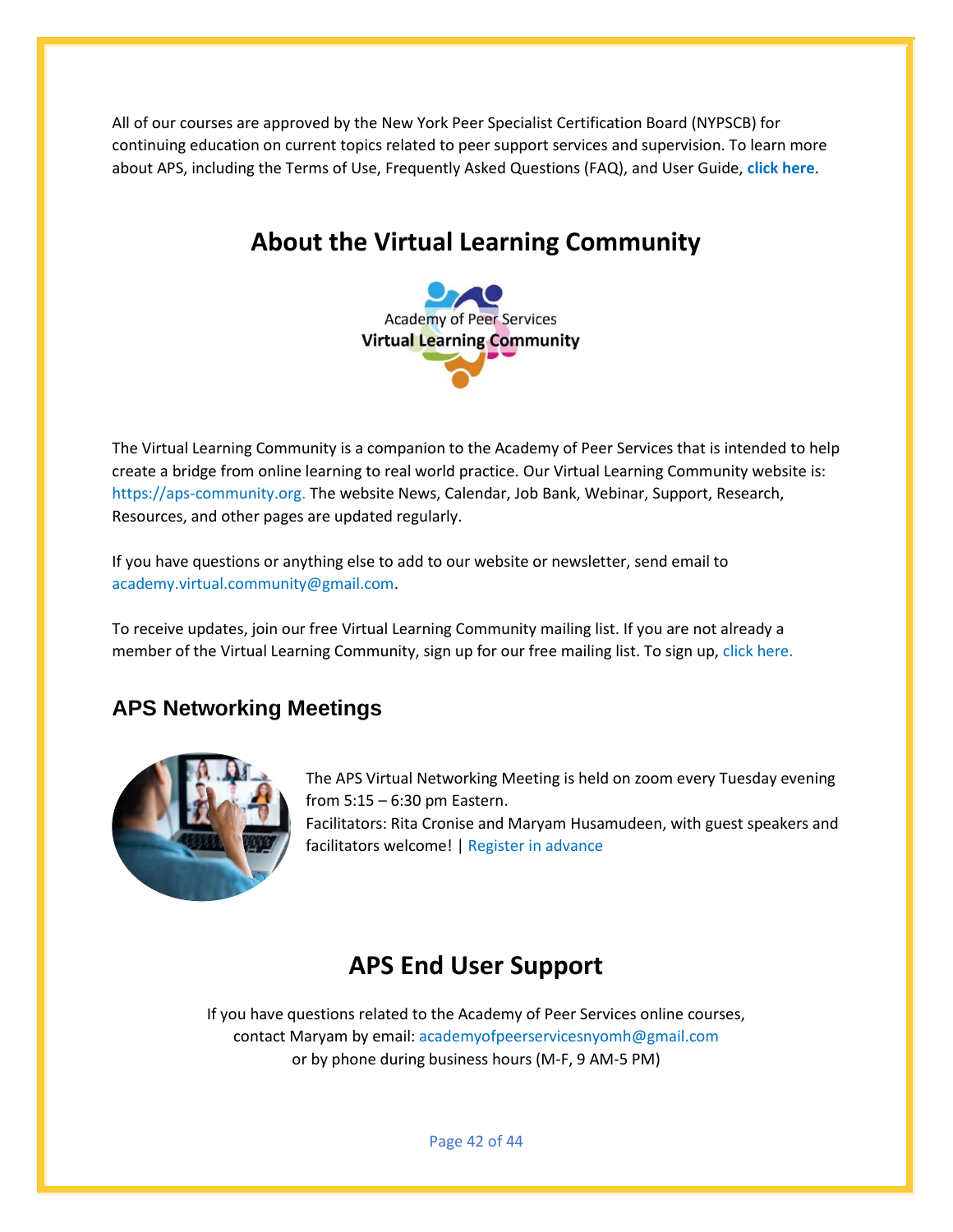All of our courses are approved by the New York Peer Specialist Certification Board (NYPSCB) for continuing education on current topics related to peer support services and supervision. To learn more about APS, including the Terms of Use, Frequently Asked Questions (FAQ), and User Guide, **click here**.

# About the Virtual Learning Community

The Virtual Learning Community is a companion to the Academy of Peer Services that is intended to help create a bridge from online learning to real world practice. Our Virtual Learning Community website is: https://aps-community.org. The website News, Calendar, Job Bank, Webinar, Support, Research, Resources, and other pages are updated regularly.

If you have questions or anything else to add to our website or newsletter, send email to academy.virtual.community@gmail.com.

To receive updates, join our free Virtual Learning Community mailing list. If you are not already a member of the Virtual Learning Community, sign up for our free mailing list. To sign up, click here.

## APS Networking Meetings

The APS Virtual Networking Meeting is held on zoom every Tuesday evening from 5:15 – 6:30 pm Eastern.
Facilitators: Rita Cronise and Maryam Husamudeen, with guest speakers and facilitators welcome! | Register in advance

# APS End User Support

If you have questions related to the Academy of Peer Services online courses, contact Maryam by email: academyofpeerservicesnyomh@gmail.com or by phone during business hours (M-F, 9 AM-5 PM)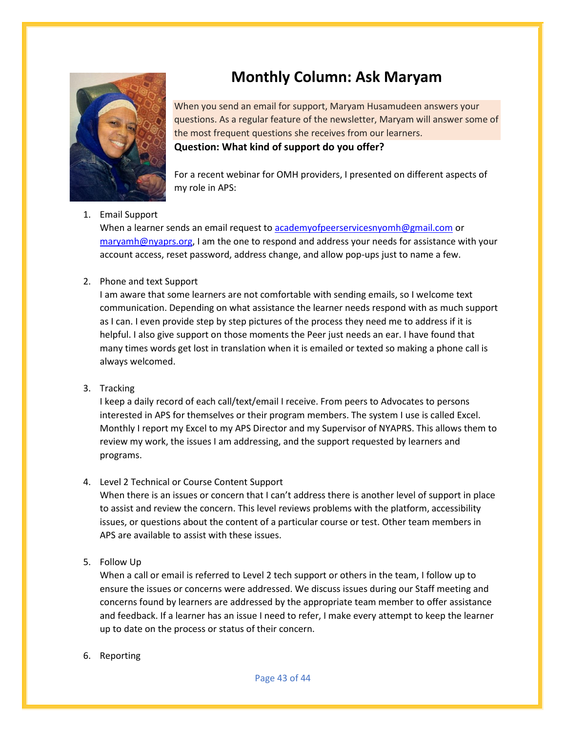# Monthly Column: Ask Maryam

When you send an email for support, Maryam Husamudeen answers your questions. As a regular feature of the newsletter, Maryam will answer some of the most frequent questions she receives from our learners.

**Question: What kind of support do you offer?**

For a recent webinar for OMH providers, I presented on different aspects of my role in APS:

1. Email Support
   When a learner sends an email request to academyofpeerservicesnyomh@gmail.com or maryamh@nyaprs.org, I am the one to respond and address your needs for assistance with your account access, reset password, address change, and allow pop-ups just to name a few.

2. Phone and text Support
   I am aware that some learners are not comfortable with sending emails, so I welcome text communication. Depending on what assistance the learner needs respond with as much support as I can. I even provide step by step pictures of the process they need me to address if it is helpful. I also give support on those moments the Peer just needs an ear. I have found that many times words get lost in translation when it is emailed or texted so making a phone call is always welcomed.

3. Tracking
   I keep a daily record of each call/text/email I receive. From peers to Advocates to persons interested in APS for themselves or their program members. The system I use is called Excel. Monthly I report my Excel to my APS Director and my Supervisor of NYAPRS. This allows them to review my work, the issues I am addressing, and the support requested by learners and programs.

4. Level 2 Technical or Course Content Support
   When there is an issues or concern that I can't address there is another level of support in place to assist and review the concern. This level reviews problems with the platform, accessibility issues, or questions about the content of a particular course or test. Other team members in APS are available to assist with these issues.

5. Follow Up
   When a call or email is referred to Level 2 tech support or others in the team, I follow up to ensure the issues or concerns were addressed. We discuss issues during our Staff meeting and concerns found by learners are addressed by the appropriate team member to offer assistance and feedback. If a learner has an issue I need to refer, I make every attempt to keep the learner up to date on the process or status of their concern.

6. Reporting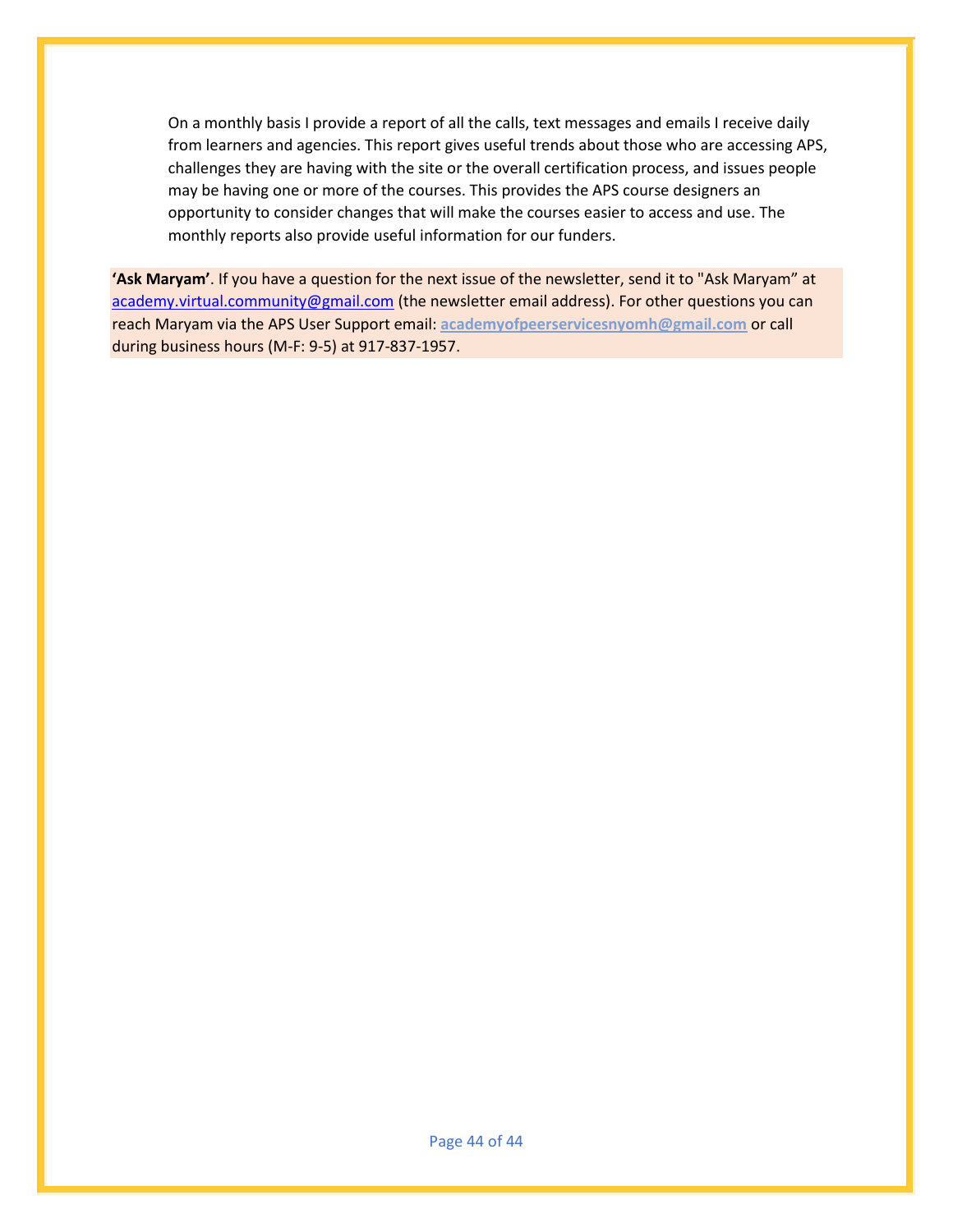On a monthly basis I provide a report of all the calls, text messages and emails I receive daily from learners and agencies. This report gives useful trends about those who are accessing APS, challenges they are having with the site or the overall certification process, and issues people may be having one or more of the courses. This provides the APS course designers an opportunity to consider changes that will make the courses easier to access and use. The monthly reports also provide useful information for our funders.

**'Ask Maryam'**. If you have a question for the next issue of the newsletter, send it to "Ask Maryam" at academy.virtual.community@gmail.com (the newsletter email address). For other questions you can reach Maryam via the APS User Support email: **academyofpeerservicesnyomh@gmail.com** or call during business hours (M-F: 9-5) at 917-837-1957.